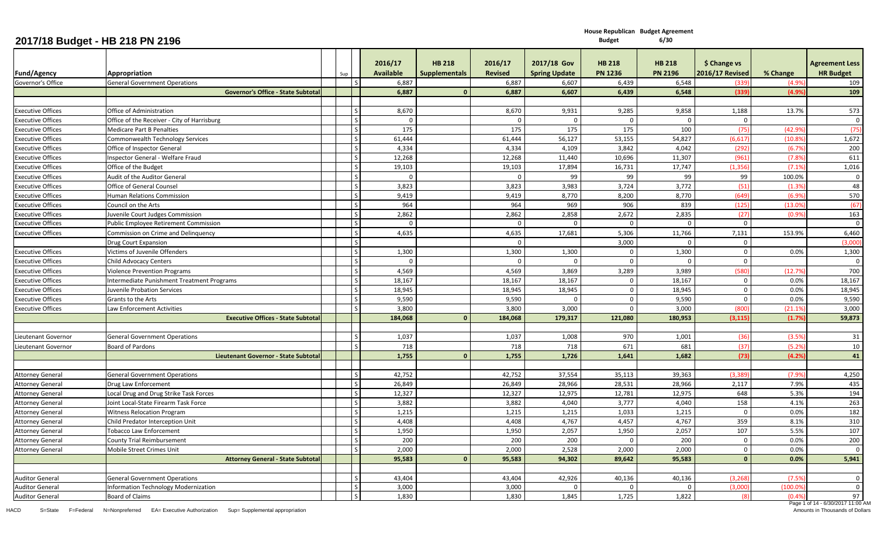# 2017/18 Budget - HB 218 PN 2196

House Republican Budget | Budget Agreement 6/30

| Fund/Agency | Appropriation | Sup | | 2016/17 Available | HB 218 Supplementals | 2016/17 Revised | 2017/18 Gov Spring Update | HB 218 PN 1236 | HB 218 PN 2196 | $ Change vs 2016/17 Revised | % Change | Agreement Less HR Budget |
|---|---|---|---|---|---|---|---|---|---|---|---|---|
| Governor's Office | General Government Operations | | S | 6,887 | | 6,887 | 6,607 | 6,439 | 6,548 | (339) | (4.9%) | 109 |
| | **Governor's Office - State Subtotal** | | | **6,887** | **0** | **6,887** | **6,607** | **6,439** | **6,548** | **(339)** | **(4.9%)** | **109** |
| | | | | | | | | | | | | |
| Executive Offices | Office of Administration | | S | 8,670 | | 8,670 | 9,931 | 9,285 | 9,858 | 1,188 | 13.7% | 573 |
| Executive Offices | Office of the Receiver - City of Harrisburg | | S | 0 | | 0 | 0 | 0 | 0 | 0 | | 0 |
| Executive Offices | Medicare Part B Penalties | | S | 175 | | 175 | 175 | 175 | 100 | (75) | (42.9%) | (75) |
| Executive Offices | Commonwealth Technology Services | | S | 61,444 | | 61,444 | 56,127 | 53,155 | 54,827 | (6,617) | (10.8%) | 1,672 |
| Executive Offices | Office of Inspector General | | S | 4,334 | | 4,334 | 4,109 | 3,842 | 4,042 | (292) | (6.7%) | 200 |
| Executive Offices | Inspector General - Welfare Fraud | | S | 12,268 | | 12,268 | 11,440 | 10,696 | 11,307 | (961) | (7.8%) | 611 |
| Executive Offices | Office of the Budget | | S | 19,103 | | 19,103 | 17,894 | 16,731 | 17,747 | (1,356) | (7.1%) | 1,016 |
| Executive Offices | Audit of the Auditor General | | S | 0 | | 0 | 99 | 99 | 99 | 99 | 100.0% | 0 |
| Executive Offices | Office of General Counsel | | S | 3,823 | | 3,823 | 3,983 | 3,724 | 3,772 | (51) | (1.3%) | 48 |
| Executive Offices | Human Relations Commission | | S | 9,419 | | 9,419 | 8,770 | 8,200 | 8,770 | (649) | (6.9%) | 570 |
| Executive Offices | Council on the Arts | | S | 964 | | 964 | 969 | 906 | 839 | (125) | (13.0%) | (67) |
| Executive Offices | Juvenile Court Judges Commission | | S | 2,862 | | 2,862 | 2,858 | 2,672 | 2,835 | (27) | (0.9%) | 163 |
| Executive Offices | Public Employee Retirement Commission | | S | 0 | | 0 | 0 | 0 | 0 | 0 | | 0 |
| Executive Offices | Commission on Crime and Delinquency | | S | 4,635 | | 4,635 | 17,681 | 5,306 | 11,766 | 7,131 | 153.9% | 6,460 |
| | Drug Court Expansion | | S | | | 0 | | 3,000 | 0 | 0 | | (3,000) |
| Executive Offices | Victims of Juvenile Offenders | | S | 1,300 | | 1,300 | 1,300 | 0 | 1,300 | 0 | 0.0% | 1,300 |
| Executive Offices | Child Advocacy Centers | | S | 0 | | 0 | 0 | 0 | 0 | 0 | | 0 |
| Executive Offices | Violence Prevention Programs | | S | 4,569 | | 4,569 | 3,869 | 3,289 | 3,989 | (580) | (12.7%) | 700 |
| Executive Offices | Intermediate Punishment Treatment Programs | | S | 18,167 | | 18,167 | 18,167 | 0 | 18,167 | 0 | 0.0% | 18,167 |
| Executive Offices | Juvenile Probation Services | | S | 18,945 | | 18,945 | 18,945 | 0 | 18,945 | 0 | 0.0% | 18,945 |
| Executive Offices | Grants to the Arts | | S | 9,590 | | 9,590 | 0 | 0 | 9,590 | 0 | 0.0% | 9,590 |
| Executive Offices | Law Enforcement Activities | | S | 3,800 | | 3,800 | 3,000 | 0 | 3,000 | (800) | (21.1%) | 3,000 |
| | **Executive Offices - State Subtotal** | | | **184,068** | **0** | **184,068** | **179,317** | **121,080** | **180,953** | **(3,115)** | **(1.7%)** | **59,873** |
| | | | | | | | | | | | | |
| Lieutenant Governor | General Government Operations | | S | 1,037 | | 1,037 | 1,008 | 970 | 1,001 | (36) | (3.5%) | 31 |
| Lieutenant Governor | Board of Pardons | | S | 718 | | 718 | 718 | 671 | 681 | (37) | (5.2%) | 10 |
| | **Lieutenant Governor - State Subtotal** | | | **1,755** | **0** | **1,755** | **1,726** | **1,641** | **1,682** | **(73)** | **(4.2%)** | **41** |
| | | | | | | | | | | | | |
| Attorney General | General Government Operations | | S | 42,752 | | 42,752 | 37,554 | 35,113 | 39,363 | (3,389) | (7.9%) | 4,250 |
| Attorney General | Drug Law Enforcement | | S | 26,849 | | 26,849 | 28,966 | 28,531 | 28,966 | 2,117 | 7.9% | 435 |
| Attorney General | Local Drug and Drug Strike Task Forces | | S | 12,327 | | 12,327 | 12,975 | 12,781 | 12,975 | 648 | 5.3% | 194 |
| Attorney General | Joint Local-State Firearm Task Force | | S | 3,882 | | 3,882 | 4,040 | 3,777 | 4,040 | 158 | 4.1% | 263 |
| Attorney General | Witness Relocation Program | | S | 1,215 | | 1,215 | 1,215 | 1,033 | 1,215 | 0 | 0.0% | 182 |
| Attorney General | Child Predator Interception Unit | | S | 4,408 | | 4,408 | 4,767 | 4,457 | 4,767 | 359 | 8.1% | 310 |
| Attorney General | Tobacco Law Enforcement | | S | 1,950 | | 1,950 | 2,057 | 1,950 | 2,057 | 107 | 5.5% | 107 |
| Attorney General | County Trial Reimbursement | | S | 200 | | 200 | 200 | 0 | 200 | 0 | 0.0% | 200 |
| Attorney General | Mobile Street Crimes Unit | | S | 2,000 | | 2,000 | 2,528 | 2,000 | 2,000 | 0 | 0.0% | 0 |
| | **Attorney General - State Subtotal** | | | **95,583** | **0** | **95,583** | **94,302** | **89,642** | **95,583** | **0** | **0.0%** | **5,941** |
| | | | | | | | | | | | | |
| Auditor General | General Government Operations | | S | 43,404 | | 43,404 | 42,926 | 40,136 | 40,136 | (3,268) | (7.5%) | 0 |
| Auditor General | Information Technology Modernization | | S | 3,000 | | 3,000 | 0 | 0 | 0 | (3,000) | (100.0%) | 0 |
| Auditor General | Board of Claims | | S | 1,830 | | 1,830 | 1,845 | 1,725 | 1,822 | (8) | (0.4%) | 97 |

HACD S=State F=Federal N=Nonpreferred EA= Executive Authorization Sup= Supplemental appropriation

Amounts in Thousands of Dollars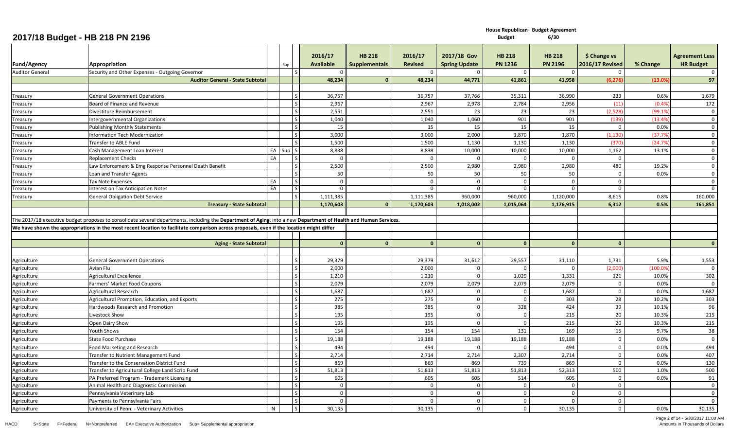# 2017/18 Budget - HB 218 PN 2196

House Republican Budget | Budget Agreement 6/30

| Fund/Agency | Appropriation | | Sup | | 2016/17 Available | HB 218 Supplementals | 2016/17 Revised | 2017/18 Gov Spring Update | HB 218 PN 1236 | HB 218 PN 2196 | $ Change vs 2016/17 Revised | % Change | Agreement Less HR Budget |
|---|---|---|---|---|---|---|---|---|---|---|---|---|---|
| Auditor General | Security and Other Expenses - Outgoing Governor | | | S | 0 | | 0 | 0 | 0 | 0 | 0 | | 0 |
| | **Auditor General - State Subtotal** | | | | **48,234** | **0** | **48,234** | **44,771** | **41,861** | **41,958** | **(6,276)** | **(13.0%)** | **97** |
| | | | | | | | | | | | | | |
| Treasury | General Government Operations | | | S | 36,757 | | 36,757 | 37,766 | 35,311 | 36,990 | 233 | 0.6% | 1,679 |
| Treasury | Board of Finance and Revenue | | | S | 2,967 | | 2,967 | 2,978 | 2,784 | 2,956 | (11) | (0.4%) | 172 |
| Treasury | Divestiture Reimbursement | | | S | 2,551 | | 2,551 | 23 | 23 | 23 | (2,528) | (99.1%) | 0 |
| Treasury | Intergovernmental Organizations | | | S | 1,040 | | 1,040 | 1,060 | 901 | 901 | (139) | (13.4%) | 0 |
| Treasury | Publishing Monthly Statements | | | S | 15 | | 15 | 15 | 15 | 15 | 0 | 0.0% | 0 |
| Treasury | Information Tech Modernization | | | S | 3,000 | | 3,000 | 2,000 | 1,870 | 1,870 | (1,130) | (37.7%) | 0 |
| Treasury | Transfer to ABLE Fund | | | S | 1,500 | | 1,500 | 1,130 | 1,130 | 1,130 | (370) | (24.7%) | 0 |
| Treasury | Cash Management Loan Interest | EA | Sup | S | 8,838 | | 8,838 | 10,000 | 10,000 | 10,000 | 1,162 | 13.1% | 0 |
| Treasury | Replacement Checks | EA | | S | 0 | | 0 | 0 | 0 | 0 | 0 | | 0 |
| Treasury | Law Enforcement & Emg Response Personnel Death Benefit | | | S | 2,500 | | 2,500 | 2,980 | 2,980 | 2,980 | 480 | 19.2% | 0 |
| Treasury | Loan and Transfer Agents | | | S | 50 | | 50 | 50 | 50 | 50 | 0 | 0.0% | 0 |
| Treasury | Tax Note Expenses | EA | | S | 0 | | 0 | 0 | 0 | 0 | 0 | | 0 |
| Treasury | Interest on Tax Anticipation Notes | EA | | S | 0 | | 0 | 0 | 0 | 0 | 0 | | 0 |
| Treasury | General Obligation Debt Service | | | S | 1,111,385 | | 1,111,385 | 960,000 | 960,000 | 1,120,000 | 8,615 | 0.8% | 160,000 |
| | **Treasury - State Subtotal** | | | | **1,170,603** | **0** | **1,170,603** | **1,018,002** | **1,015,064** | **1,176,915** | **6,312** | **0.5%** | **161,851** |
| | | | | | | | | | | | | | |
| The 2017/18 executive budget proposes to consolidate several departments, including the **Department of Aging**, into a new **Department of Health and Human Services.** | | | | | | | | | | | | | |
| **We have shown the appropriations in the most recent location to facilitate comparison across proposals, even if the location might differ** | | | | | | | | | | | | | |
| | | | | | | | | | | | | | |
| | **Aging - State Subtotal** | | | | **0** | **0** | **0** | **0** | **0** | **0** | **0** | | **0** |
| | | | | | | | | | | | | | |
| Agriculture | General Government Operations | | | S | 29,379 | | 29,379 | 31,612 | 29,557 | 31,110 | 1,731 | 5.9% | 1,553 |
| Agriculture | Avian Flu | | | S | 2,000 | | 2,000 | 0 | 0 | 0 | (2,000) | (100.0%) | 0 |
| Agriculture | Agricultural Excellence | | | S | 1,210 | | 1,210 | 0 | 1,029 | 1,331 | 121 | 10.0% | 302 |
| Agriculture | Farmers' Market Food Coupons | | | S | 2,079 | | 2,079 | 2,079 | 2,079 | 2,079 | 0 | 0.0% | 0 |
| Agriculture | Agricultural Research | | | S | 1,687 | | 1,687 | 0 | 0 | 1,687 | 0 | 0.0% | 1,687 |
| Agriculture | Agricultural Promotion, Education, and Exports | | | S | 275 | | 275 | 0 | 0 | 303 | 28 | 10.2% | 303 |
| Agriculture | Hardwoods Research and Promotion | | | S | 385 | | 385 | 0 | 328 | 424 | 39 | 10.1% | 96 |
| Agriculture | Livestock Show | | | S | 195 | | 195 | 0 | 0 | 215 | 20 | 10.3% | 215 |
| Agriculture | Open Dairy Show | | | S | 195 | | 195 | 0 | 0 | 215 | 20 | 10.3% | 215 |
| Agriculture | Youth Shows | | | S | 154 | | 154 | 154 | 131 | 169 | 15 | 9.7% | 38 |
| Agriculture | State Food Purchase | | | S | 19,188 | | 19,188 | 19,188 | 19,188 | 19,188 | 0 | 0.0% | 0 |
| Agriculture | Food Marketing and Research | | | S | 494 | | 494 | 0 | 0 | 494 | 0 | 0.0% | 494 |
| Agriculture | Transfer to Nutrient Management Fund | | | S | 2,714 | | 2,714 | 2,714 | 2,307 | 2,714 | 0 | 0.0% | 407 |
| Agriculture | Transfer to the Conservation District Fund | | | S | 869 | | 869 | 869 | 739 | 869 | 0 | 0.0% | 130 |
| Agriculture | Transfer to Agricultural College Land Scrip Fund | | | S | 51,813 | | 51,813 | 51,813 | 51,813 | 52,313 | 500 | 1.0% | 500 |
| Agriculture | PA Preferred Program - Trademark Licensing | | | S | 605 | | 605 | 605 | 514 | 605 | 0 | 0.0% | 91 |
| Agriculture | Animal Health and Diagnostic Commission | | | S | 0 | | 0 | 0 | 0 | 0 | 0 | | 0 |
| Agriculture | Pennsylvania Veterinary Lab | | | S | 0 | | 0 | 0 | 0 | 0 | 0 | | 0 |
| Agriculture | Payments to Pennsylvania Fairs | | | S | 0 | | 0 | 0 | 0 | 0 | 0 | | 0 |
| Agriculture | University of Penn. - Veterinary Activities | N | | S | 30,135 | | 30,135 | 0 | 0 | 30,135 | 0 | 0.0% | 30,135 |

HACD S=State F=Federal N=Nonpreferred EA= Executive Authorization Sup= Supplemental appropriation

Amounts in Thousands of Dollars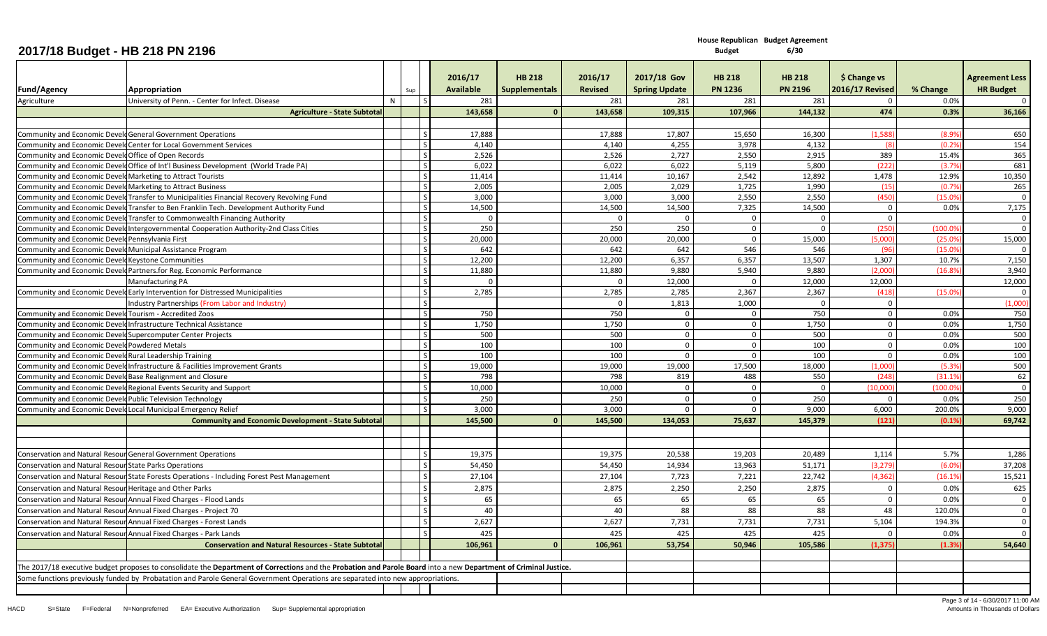# 2017/18 Budget - HB 218 PN 2196

House Republican Budget Agreement 6/30

| Fund/Agency | Appropriation | | Sup | | 2016/17 Available | HB 218 Supplementals | 2016/17 Revised | 2017/18 Gov Spring Update | HB 218 PN 1236 | HB 218 PN 2196 | $ Change vs 2016/17 Revised | % Change | Agreement Less HR Budget |
|---|---|---|---|---|---|---|---|---|---|---|---|---|---|
| | | | | | | | | | Budget | 6/30 | | | |
| Agriculture | University of Penn. - Center for Infect. Disease | N | | S | 281 | | 281 | 281 | 281 | 281 | 0 | 0.0% | 0 |
| | **Agriculture - State Subtotal** | | | | **143,658** | **0** | **143,658** | **109,315** | **107,966** | **144,132** | **474** | **0.3%** | **36,166** |
| | | | | | | | | | | | | | |
| Community and Economic Development | General Government Operations | | | S | 17,888 | | 17,888 | 17,807 | 15,650 | 16,300 | (1,588) | (8.9%) | 650 |
| Community and Economic Development | Center for Local Government Services | | | S | 4,140 | | 4,140 | 4,255 | 3,978 | 4,132 | (8) | (0.2%) | 154 |
| Community and Economic Development | Office of Open Records | | | S | 2,526 | | 2,526 | 2,727 | 2,550 | 2,915 | 389 | 15.4% | 365 |
| Community and Economic Development | Office of Int'l Business Development (World Trade PA) | | | S | 6,022 | | 6,022 | 6,022 | 5,119 | 5,800 | (222) | (3.7%) | 681 |
| Community and Economic Development | Marketing to Attract Tourists | | | S | 11,414 | | 11,414 | 10,167 | 2,542 | 12,892 | 1,478 | 12.9% | 10,350 |
| Community and Economic Development | Marketing to Attract Business | | | S | 2,005 | | 2,005 | 2,029 | 1,725 | 1,990 | (15) | (0.7%) | 265 |
| Community and Economic Development | Transfer to Municipalities Financial Recovery Revolving Fund | | | S | 3,000 | | 3,000 | 3,000 | 2,550 | 2,550 | (450) | (15.0%) | 0 |
| Community and Economic Development | Transfer to Ben Franklin Tech. Development Authority Fund | | | S | 14,500 | | 14,500 | 14,500 | 7,325 | 14,500 | 0 | 0.0% | 7,175 |
| Community and Economic Development | Transfer to Commonwealth Financing Authority | | | S | 0 | | 0 | 0 | 0 | 0 | 0 | | 0 |
| Community and Economic Development | Intergovernmental Cooperation Authority-2nd Class Cities | | | S | 250 | | 250 | 250 | 0 | 0 | (250) | (100.0%) | 0 |
| Community and Economic Development | Pennsylvania First | | | S | 20,000 | | 20,000 | 20,000 | 0 | 15,000 | (5,000) | (25.0%) | 15,000 |
| Community and Economic Development | Municipal Assistance Program | | | S | 642 | | 642 | 642 | 546 | 546 | (96) | (15.0%) | 0 |
| Community and Economic Development | Keystone Communities | | | S | 12,200 | | 12,200 | 6,357 | 6,357 | 13,507 | 1,307 | 10.7% | 7,150 |
| Community and Economic Development | Partners.for Reg. Economic Performance | | | S | 11,880 | | 11,880 | 9,880 | 5,940 | 9,880 | (2,000) | (16.8%) | 3,940 |
| | Manufacturing PA | | | S | 0 | | 0 | 12,000 | 0 | 12,000 | 12,000 | | 12,000 |
| Community and Economic Development | Early Intervention for Distressed Municipalities | | | S | 2,785 | | 2,785 | 2,785 | 2,367 | 2,367 | (418) | (15.0%) | 0 |
| | Industry Partnerships (From Labor and Industry) | | | S | | | 0 | 1,813 | 1,000 | 0 | 0 | | (1,000) |
| Community and Economic Development | Tourism - Accredited Zoos | | | S | 750 | | 750 | 0 | 0 | 750 | 0 | 0.0% | 750 |
| Community and Economic Development | Infrastructure Technical Assistance | | | S | 1,750 | | 1,750 | 0 | 0 | 1,750 | 0 | 0.0% | 1,750 |
| Community and Economic Development | Supercomputer Center Projects | | | S | 500 | | 500 | 0 | 0 | 500 | 0 | 0.0% | 500 |
| Community and Economic Development | Powdered Metals | | | S | 100 | | 100 | 0 | 0 | 100 | 0 | 0.0% | 100 |
| Community and Economic Development | Rural Leadership Training | | | S | 100 | | 100 | 0 | 0 | 100 | 0 | 0.0% | 100 |
| Community and Economic Development | Infrastructure & Facilities Improvement Grants | | | S | 19,000 | | 19,000 | 19,000 | 17,500 | 18,000 | (1,000) | (5.3%) | 500 |
| Community and Economic Development | Base Realignment and Closure | | | S | 798 | | 798 | 819 | 488 | 550 | (248) | (31.1%) | 62 |
| Community and Economic Development | Regional Events Security and Support | | | S | 10,000 | | 10,000 | 0 | 0 | 0 | (10,000) | (100.0%) | 0 |
| Community and Economic Development | Public Television Technology | | | S | 250 | | 250 | 0 | 0 | 250 | 0 | 0.0% | 250 |
| Community and Economic Development | Local Municipal Emergency Relief | | | S | 3,000 | | 3,000 | 0 | 0 | 9,000 | 6,000 | 200.0% | 9,000 |
| | **Community and Economic Development - State Subtotal** | | | | **145,500** | **0** | **145,500** | **134,053** | **75,637** | **145,379** | **(121)** | **(0.1%)** | **69,742** |
| | | | | | | | | | | | | | |
| Conservation and Natural Resources | General Government Operations | | | S | 19,375 | | 19,375 | 20,538 | 19,203 | 20,489 | 1,114 | 5.7% | 1,286 |
| Conservation and Natural Resources | State Parks Operations | | | S | 54,450 | | 54,450 | 14,934 | 13,963 | 51,171 | (3,279) | (6.0%) | 37,208 |
| Conservation and Natural Resources | State Forests Operations - Including Forest Pest Management | | | S | 27,104 | | 27,104 | 7,723 | 7,221 | 22,742 | (4,362) | (16.1%) | 15,521 |
| Conservation and Natural Resources | Heritage and Other Parks | | | S | 2,875 | | 2,875 | 2,250 | 2,250 | 2,875 | 0 | 0.0% | 625 |
| Conservation and Natural Resources | Annual Fixed Charges - Flood Lands | | | S | 65 | | 65 | 65 | 65 | 65 | 0 | 0.0% | 0 |
| Conservation and Natural Resources | Annual Fixed Charges - Project 70 | | | S | 40 | | 40 | 88 | 88 | 88 | 48 | 120.0% | 0 |
| Conservation and Natural Resources | Annual Fixed Charges - Forest Lands | | | S | 2,627 | | 2,627 | 7,731 | 7,731 | 7,731 | 5,104 | 194.3% | 0 |
| Conservation and Natural Resources | Annual Fixed Charges - Park Lands | | | S | 425 | | 425 | 425 | 425 | 425 | 0 | 0.0% | 0 |
| | **Conservation and Natural Resources - State Subtotal** | | | | **106,961** | **0** | **106,961** | **53,754** | **50,946** | **105,586** | **(1,375)** | **(1.3%)** | **54,640** |

The 2017/18 executive budget proposes to consolidate the **Department of Corrections** and the **Probation and Parole Board** into a new **Department of Criminal Justice.**

Some functions previously funded by Probation and Parole General Government Operations are separated into new appropriations.

HACD S=State F=Federal N=Nonpreferred EA= Executive Authorization Sup= Supplemental appropriation

Amounts in Thousands of Dollars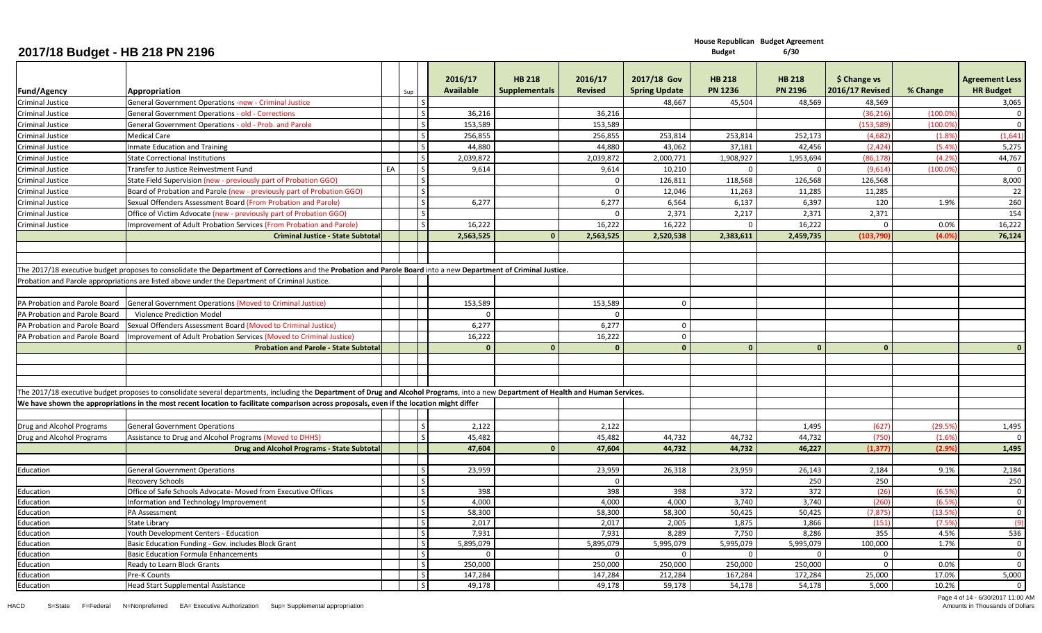# 2017/18 Budget - HB 218 PN 2196

| Fund/Agency | Appropriation | | Sup | | 2016/17 Available | HB 218 Supplementals | 2016/17 Revised | 2017/18 Gov Spring Update | House Republican Budget HB 218 PN 1236 | Budget Agreement 6/30 HB 218 PN 2196 | $ Change vs 2016/17 Revised | % Change | Agreement Less HR Budget |
|---|---|---|---|---|---|---|---|---|---|---|---|---|---|
| Criminal Justice | General Government Operations -new - Criminal Justice | | | S | | | | 48,667 | 45,504 | 48,569 | 48,569 | | 3,065 |
| Criminal Justice | General Government Operations - old - Corrections | | | S | 36,216 | | 36,216 | | | | (36,216) | (100.0%) | 0 |
| Criminal Justice | General Government Operations - old - Prob. and Parole | | | S | 153,589 | | 153,589 | | | | (153,589) | (100.0%) | 0 |
| Criminal Justice | Medical Care | | | S | 256,855 | | 256,855 | 253,814 | 253,814 | 252,173 | (4,682) | (1.8%) | (1,641) |
| Criminal Justice | Inmate Education and Training | | | S | 44,880 | | 44,880 | 43,062 | 37,181 | 42,456 | (2,424) | (5.4%) | 5,275 |
| Criminal Justice | State Correctional Institutions | | | S | 2,039,872 | | 2,039,872 | 2,000,771 | 1,908,927 | 1,953,694 | (86,178) | (4.2%) | 44,767 |
| Criminal Justice | Transfer to Justice Reinvestment Fund | EA | | S | 9,614 | | 9,614 | 10,210 | 0 | 0 | (9,614) | (100.0%) | 0 |
| Criminal Justice | State Field Supervision (new - previously part of Probation GGO) | | | S | | | 0 | 126,811 | 118,568 | 126,568 | 126,568 | | 8,000 |
| Criminal Justice | Board of Probation and Parole (new - previously part of Probation GGO) | | | S | | | 0 | 12,046 | 11,263 | 11,285 | 11,285 | | 22 |
| Criminal Justice | Sexual Offenders Assessment Board (From Probation and Parole) | | | S | 6,277 | | 6,277 | 6,564 | 6,137 | 6,397 | 120 | 1.9% | 260 |
| Criminal Justice | Office of Victim Advocate (new - previously part of Probation GGO) | | | S | | | 0 | 2,371 | 2,217 | 2,371 | 2,371 | | 154 |
| Criminal Justice | Improvement of Adult Probation Services (From Probation and Parole) | | | S | 16,222 | | 16,222 | 16,222 | 0 | 16,222 | 0 | 0.0% | 16,222 |
| | **Criminal Justice - State Subtotal** | | | | **2,563,525** | **0** | **2,563,525** | **2,520,538** | **2,383,611** | **2,459,735** | **(103,790)** | **(4.0%)** | **76,124** |
| | | | | | | | | | | | | | |
| The 2017/18 executive budget proposes to consolidate the **Department of Corrections** and the **Probation and Parole Board** into a new **Department of Criminal Justice.** | | | | | | | | | | | | | |
| Probation and Parole appropriations are listed above under the Department of Criminal Justice. | | | | | | | | | | | | | |
| | | | | | | | | | | | | | |
| PA Probation and Parole Board | General Government Operations (Moved to Criminal Justice) | | | | 153,589 | | 153,589 | 0 | | | | | |
| PA Probation and Parole Board | Violence Prediction Model | | | | 0 | | 0 | | | | | | |
| PA Probation and Parole Board | Sexual Offenders Assessment Board (Moved to Criminal Justice) | | | | 6,277 | | 6,277 | 0 | | | | | |
| PA Probation and Parole Board | Improvement of Adult Probation Services (Moved to Criminal Justice) | | | | 16,222 | | 16,222 | 0 | | | | | |
| | **Probation and Parole - State Subtotal** | | | | **0** | **0** | **0** | **0** | **0** | **0** | **0** | | **0** |
| | | | | | | | | | | | | | |
| The 2017/18 executive budget proposes to consolidate several departments, including the **Department of Drug and Alcohol Programs**, into a new **Department of Health and Human Services.** | | | | | | | | | | | | | |
| **We have shown the appropriations in the most recent location to facilitate comparison across proposals, even if the location might differ** | | | | | | | | | | | | | |
| | | | | | | | | | | | | | |
| Drug and Alcohol Programs | General Government Operations | | | S | 2,122 | | 2,122 | | | 1,495 | (627) | (29.5%) | 1,495 |
| Drug and Alcohol Programs | Assistance to Drug and Alcohol Programs (Moved to DHHS) | | | S | 45,482 | | 45,482 | 44,732 | 44,732 | 44,732 | (750) | (1.6%) | 0 |
| | **Drug and Alcohol Programs - State Subtotal** | | | | **47,604** | **0** | **47,604** | **44,732** | **44,732** | **46,227** | **(1,377)** | **(2.9%)** | **1,495** |
| | | | | | | | | | | | | | |
| Education | General Government Operations | | | S | 23,959 | | 23,959 | 26,318 | 23,959 | 26,143 | 2,184 | 9.1% | 2,184 |
| | Recovery Schools | | | S | | | 0 | | | 250 | 250 | | 250 |
| Education | Office of Safe Schools Advocate- Moved from Executive Offices | | | S | 398 | | 398 | 398 | 372 | 372 | (26) | (6.5%) | 0 |
| Education | Information and Technology Improvement | | | S | 4,000 | | 4,000 | 4,000 | 3,740 | 3,740 | (260) | (6.5%) | 0 |
| Education | PA Assessment | | | S | 58,300 | | 58,300 | 58,300 | 50,425 | 50,425 | (7,875) | (13.5%) | 0 |
| Education | State Library | | | S | 2,017 | | 2,017 | 2,005 | 1,875 | 1,866 | (151) | (7.5%) | (9) |
| Education | Youth Development Centers - Education | | | S | 7,931 | | 7,931 | 8,289 | 7,750 | 8,286 | 355 | 4.5% | 536 |
| Education | Basic Education Funding - Gov. includes Block Grant | | | S | 5,895,079 | | 5,895,079 | 5,995,079 | 5,995,079 | 5,995,079 | 100,000 | 1.7% | 0 |
| Education | Basic Education Formula Enhancements | | | S | 0 | | 0 | 0 | 0 | 0 | 0 | | 0 |
| Education | Ready to Learn Block Grants | | | S | 250,000 | | 250,000 | 250,000 | 250,000 | 250,000 | 0 | 0.0% | 0 |
| Education | Pre-K Counts | | | S | 147,284 | | 147,284 | 212,284 | 167,284 | 172,284 | 25,000 | 17.0% | 5,000 |
| Education | Head Start Supplemental Assistance | | | S | 49,178 | | 49,178 | 59,178 | 54,178 | 54,178 | 5,000 | 10.2% | 0 |

HACD S=State F=Federal N=Nonpreferred EA= Executive Authorization Sup= Supplemental appropriation

Amounts in Thousands of Dollars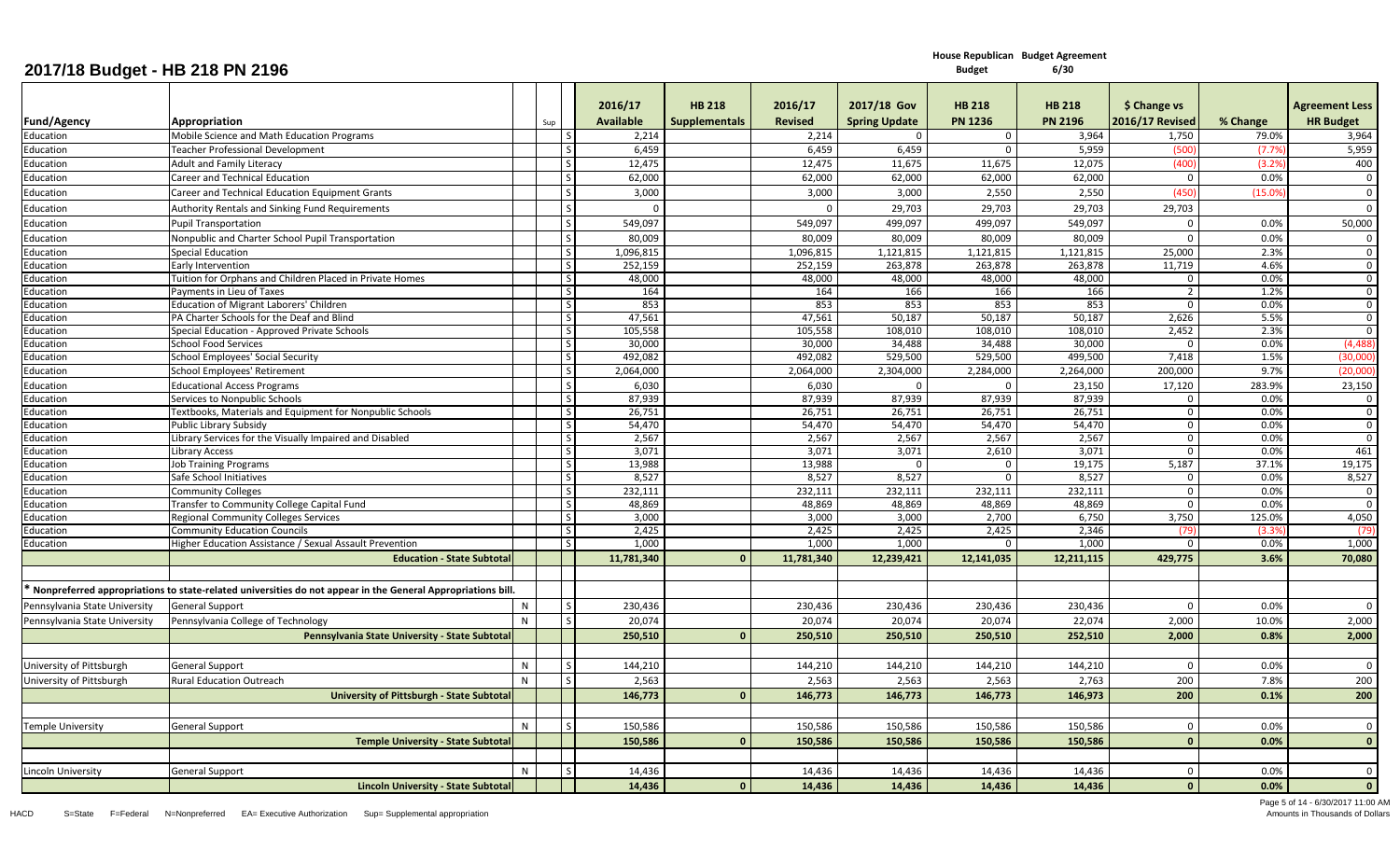# 2017/18 Budget - HB 218 PN 2196

| Fund/Agency | Appropriation | | Sup | | 2016/17 Available | HB 218 Supplementals | 2016/17 Revised | 2017/18 Gov Spring Update | House Republican Budget HB 218 PN 1236 | Budget Agreement 6/30 HB 218 PN 2196 | $ Change vs 2016/17 Revised | % Change | Agreement Less HR Budget |
|---|---|---|---|---|---|---|---|---|---|---|---|---|---|
| Education | Mobile Science and Math Education Programs | | | S | 2,214 | | 2,214 | 0 | 0 | 3,964 | 1,750 | 79.0% | 3,964 |
| Education | Teacher Professional Development | | | S | 6,459 | | 6,459 | 6,459 | 0 | 5,959 | (500) | (7.7%) | 5,959 |
| Education | Adult and Family Literacy | | | S | 12,475 | | 12,475 | 11,675 | 11,675 | 12,075 | (400) | (3.2%) | 400 |
| Education | Career and Technical Education | | | S | 62,000 | | 62,000 | 62,000 | 62,000 | 62,000 | 0 | 0.0% | 0 |
| Education | Career and Technical Education Equipment Grants | | | S | 3,000 | | 3,000 | 3,000 | 2,550 | 2,550 | (450) | (15.0%) | 0 |
| Education | Authority Rentals and Sinking Fund Requirements | | | S | 0 | | 0 | 29,703 | 29,703 | 29,703 | 29,703 | | 0 |
| Education | Pupil Transportation | | | S | 549,097 | | 549,097 | 499,097 | 499,097 | 549,097 | 0 | 0.0% | 50,000 |
| Education | Nonpublic and Charter School Pupil Transportation | | | S | 80,009 | | 80,009 | 80,009 | 80,009 | 80,009 | 0 | 0.0% | 0 |
| Education | Special Education | | | S | 1,096,815 | | 1,096,815 | 1,121,815 | 1,121,815 | 1,121,815 | 25,000 | 2.3% | 0 |
| Education | Early Intervention | | | S | 252,159 | | 252,159 | 263,878 | 263,878 | 263,878 | 11,719 | 4.6% | 0 |
| Education | Tuition for Orphans and Children Placed in Private Homes | | | S | 48,000 | | 48,000 | 48,000 | 48,000 | 48,000 | 0 | 0.0% | 0 |
| Education | Payments in Lieu of Taxes | | | S | 164 | | 164 | 166 | 166 | 166 | 2 | 1.2% | 0 |
| Education | Education of Migrant Laborers' Children | | | S | 853 | | 853 | 853 | 853 | 853 | 0 | 0.0% | 0 |
| Education | PA Charter Schools for the Deaf and Blind | | | S | 47,561 | | 47,561 | 50,187 | 50,187 | 50,187 | 2,626 | 5.5% | 0 |
| Education | Special Education - Approved Private Schools | | | S | 105,558 | | 105,558 | 108,010 | 108,010 | 108,010 | 2,452 | 2.3% | 0 |
| Education | School Food Services | | | S | 30,000 | | 30,000 | 34,488 | 34,488 | 30,000 | 0 | 0.0% | (4,488) |
| Education | School Employees' Social Security | | | S | 492,082 | | 492,082 | 529,500 | 529,500 | 499,500 | 7,418 | 1.5% | (30,000) |
| Education | School Employees' Retirement | | | S | 2,064,000 | | 2,064,000 | 2,304,000 | 2,284,000 | 2,264,000 | 200,000 | 9.7% | (20,000) |
| Education | Educational Access Programs | | | S | 6,030 | | 6,030 | 0 | 0 | 23,150 | 17,120 | 283.9% | 23,150 |
| Education | Services to Nonpublic Schools | | | S | 87,939 | | 87,939 | 87,939 | 87,939 | 87,939 | 0 | 0.0% | 0 |
| Education | Textbooks, Materials and Equipment for Nonpublic Schools | | | S | 26,751 | | 26,751 | 26,751 | 26,751 | 26,751 | 0 | 0.0% | 0 |
| Education | Public Library Subsidy | | | S | 54,470 | | 54,470 | 54,470 | 54,470 | 54,470 | 0 | 0.0% | 0 |
| Education | Library Services for the Visually Impaired and Disabled | | | S | 2,567 | | 2,567 | 2,567 | 2,567 | 2,567 | 0 | 0.0% | 0 |
| Education | Library Access | | | S | 3,071 | | 3,071 | 3,071 | 2,610 | 3,071 | 0 | 0.0% | 461 |
| Education | Job Training Programs | | | S | 13,988 | | 13,988 | 0 | 0 | 19,175 | 5,187 | 37.1% | 19,175 |
| Education | Safe School Initiatives | | | S | 8,527 | | 8,527 | 8,527 | 0 | 8,527 | 0 | 0.0% | 8,527 |
| Education | Community Colleges | | | S | 232,111 | | 232,111 | 232,111 | 232,111 | 232,111 | 0 | 0.0% | 0 |
| Education | Transfer to Community College Capital Fund | | | S | 48,869 | | 48,869 | 48,869 | 48,869 | 48,869 | 0 | 0.0% | 0 |
| Education | Regional Community Colleges Services | | | S | 3,000 | | 3,000 | 3,000 | 2,700 | 6,750 | 3,750 | 125.0% | 4,050 |
| Education | Community Education Councils | | | S | 2,425 | | 2,425 | 2,425 | 2,425 | 2,346 | (79) | (3.3%) | (79) |
| Education | Higher Education Assistance / Sexual Assault Prevention | | | S | 1,000 | | 1,000 | 1,000 | 0 | 1,000 | 0 | 0.0% | 1,000 |
| | **Education - State Subtotal** | | | | **11,781,340** | **0** | **11,781,340** | **12,239,421** | **12,141,035** | **12,211,115** | **429,775** | **3.6%** | **70,080** |
| | | | | | | | | | | | | | |
| **\* Nonpreferred appropriations to state-related universities do not appear in the General Appropriations bill.** | | | | | | | | | | | | | |
| Pennsylvania State University | General Support | N | | S | 230,436 | | 230,436 | 230,436 | 230,436 | 230,436 | 0 | 0.0% | 0 |
| Pennsylvania State University | Pennsylvania College of Technology | N | | S | 20,074 | | 20,074 | 20,074 | 20,074 | 22,074 | 2,000 | 10.0% | 2,000 |
| | **Pennsylvania State University - State Subtotal** | | | | **250,510** | **0** | **250,510** | **250,510** | **250,510** | **252,510** | **2,000** | **0.8%** | **2,000** |
| | | | | | | | | | | | | | |
| University of Pittsburgh | General Support | N | | S | 144,210 | | 144,210 | 144,210 | 144,210 | 144,210 | 0 | 0.0% | 0 |
| University of Pittsburgh | Rural Education Outreach | N | | S | 2,563 | | 2,563 | 2,563 | 2,563 | 2,763 | 200 | 7.8% | 200 |
| | **University of Pittsburgh - State Subtotal** | | | | **146,773** | **0** | **146,773** | **146,773** | **146,773** | **146,973** | **200** | **0.1%** | **200** |
| | | | | | | | | | | | | | |
| Temple University | General Support | N | | S | 150,586 | | 150,586 | 150,586 | 150,586 | 150,586 | 0 | 0.0% | 0 |
| | **Temple University - State Subtotal** | | | | **150,586** | **0** | **150,586** | **150,586** | **150,586** | **150,586** | **0** | **0.0%** | **0** |
| | | | | | | | | | | | | | |
| Lincoln University | General Support | N | | S | 14,436 | | 14,436 | 14,436 | 14,436 | 14,436 | 0 | 0.0% | 0 |
| | **Lincoln University - State Subtotal** | | | | **14,436** | **0** | **14,436** | **14,436** | **14,436** | **14,436** | **0** | **0.0%** | **0** |

HACD S=State F=Federal N=Nonpreferred EA= Executive Authorization Sup= Supplemental appropriation

6/30/2017 11:00 AM — Amounts in Thousands of Dollars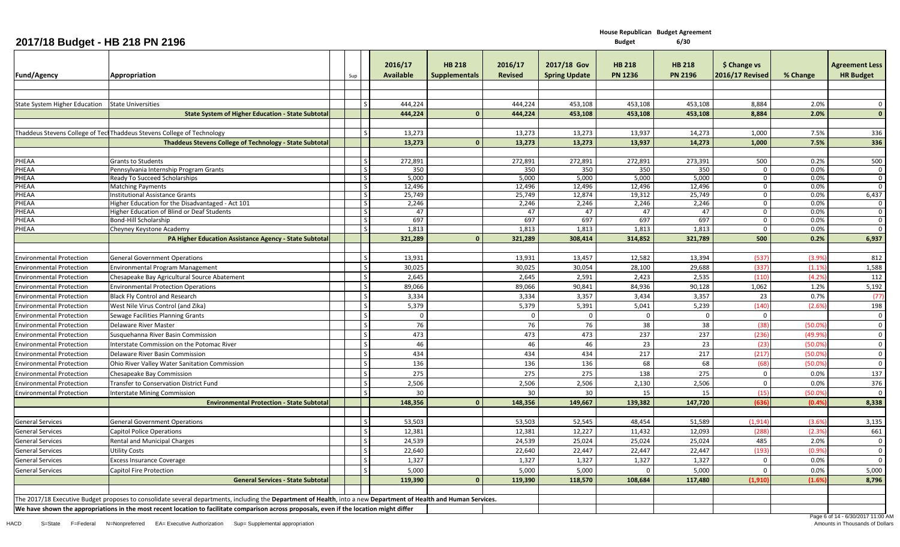# 2017/18 Budget - HB 218 PN 2196

| Fund/Agency | Appropriation | Sup | | 2016/17 Available | HB 218 Supplementals | 2016/17 Revised | 2017/18 Gov Spring Update | House Republican Budget HB 218 PN 1236 | Budget Agreement 6/30 HB 218 PN 2196 | $ Change vs 2016/17 Revised | % Change | Agreement Less HR Budget |
|---|---|---|---|---|---|---|---|---|---|---|---|---|
| State System Higher Education | State Universities | | S | 444,224 | | 444,224 | 453,108 | 453,108 | 453,108 | 8,884 | 2.0% | 0 |
| | **State System of Higher Education - State Subtotal** | | | **444,224** | **0** | **444,224** | **453,108** | **453,108** | **453,108** | **8,884** | **2.0%** | **0** |
| Thaddeus Stevens College of Tech | Thaddeus Stevens College of Technology | | S | 13,273 | | 13,273 | 13,273 | 13,937 | 14,273 | 1,000 | 7.5% | 336 |
| | **Thaddeus Stevens College of Technology - State Subtotal** | | | **13,273** | **0** | **13,273** | **13,273** | **13,937** | **14,273** | **1,000** | **7.5%** | **336** |
| PHEAA | Grants to Students | | S | 272,891 | | 272,891 | 272,891 | 272,891 | 273,391 | 500 | 0.2% | 500 |
| PHEAA | Pennsylvania Internship Program Grants | | S | 350 | | 350 | 350 | 350 | 350 | 0 | 0.0% | 0 |
| PHEAA | Ready To Succeed Scholarships | | S | 5,000 | | 5,000 | 5,000 | 5,000 | 5,000 | 0 | 0.0% | 0 |
| PHEAA | Matching Payments | | S | 12,496 | | 12,496 | 12,496 | 12,496 | 12,496 | 0 | 0.0% | 0 |
| PHEAA | Institutional Assistance Grants | | S | 25,749 | | 25,749 | 12,874 | 19,312 | 25,749 | 0 | 0.0% | 6,437 |
| PHEAA | Higher Education for the Disadvantaged - Act 101 | | S | 2,246 | | 2,246 | 2,246 | 2,246 | 2,246 | 0 | 0.0% | 0 |
| PHEAA | Higher Education of Blind or Deaf Students | | S | 47 | | 47 | 47 | 47 | 47 | 0 | 0.0% | 0 |
| PHEAA | Bond-Hill Scholarship | | S | 697 | | 697 | 697 | 697 | 697 | 0 | 0.0% | 0 |
| PHEAA | Cheyney Keystone Academy | | S | 1,813 | | 1,813 | 1,813 | 1,813 | 1,813 | 0 | 0.0% | 0 |
| | **PA Higher Education Assistance Agency - State Subtotal** | | | **321,289** | **0** | **321,289** | **308,414** | **314,852** | **321,789** | **500** | **0.2%** | **6,937** |
| Environmental Protection | General Government Operations | | S | 13,931 | | 13,931 | 13,457 | 12,582 | 13,394 | (537) | (3.9%) | 812 |
| Environmental Protection | Environmental Program Management | | S | 30,025 | | 30,025 | 30,054 | 28,100 | 29,688 | (337) | (1.1%) | 1,588 |
| Environmental Protection | Chesapeake Bay Agricultural Source Abatement | | S | 2,645 | | 2,645 | 2,591 | 2,423 | 2,535 | (110) | (4.2%) | 112 |
| Environmental Protection | Environmental Protection Operations | | S | 89,066 | | 89,066 | 90,841 | 84,936 | 90,128 | 1,062 | 1.2% | 5,192 |
| Environmental Protection | Black Fly Control and Research | | S | 3,334 | | 3,334 | 3,357 | 3,434 | 3,357 | 23 | 0.7% | (77) |
| Environmental Protection | West Nile Virus Control (and Zika) | | S | 5,379 | | 5,379 | 5,391 | 5,041 | 5,239 | (140) | (2.6%) | 198 |
| Environmental Protection | Sewage Facilities Planning Grants | | S | 0 | | 0 | 0 | 0 | 0 | 0 | | 0 |
| Environmental Protection | Delaware River Master | | S | 76 | | 76 | 76 | 38 | 38 | (38) | (50.0%) | 0 |
| Environmental Protection | Susquehanna River Basin Commission | | S | 473 | | 473 | 473 | 237 | 237 | (236) | (49.9%) | 0 |
| Environmental Protection | Interstate Commission on the Potomac River | | S | 46 | | 46 | 46 | 23 | 23 | (23) | (50.0%) | 0 |
| Environmental Protection | Delaware River Basin Commission | | S | 434 | | 434 | 434 | 217 | 217 | (217) | (50.0%) | 0 |
| Environmental Protection | Ohio River Valley Water Sanitation Commission | | S | 136 | | 136 | 136 | 68 | 68 | (68) | (50.0%) | 0 |
| Environmental Protection | Chesapeake Bay Commission | | S | 275 | | 275 | 275 | 138 | 275 | 0 | 0.0% | 137 |
| Environmental Protection | Transfer to Conservation District Fund | | S | 2,506 | | 2,506 | 2,506 | 2,130 | 2,506 | 0 | 0.0% | 376 |
| Environmental Protection | Interstate Mining Commission | | S | 30 | | 30 | 30 | 15 | 15 | (15) | (50.0%) | 0 |
| | **Environmental Protection - State Subtotal** | | | **148,356** | **0** | **148,356** | **149,667** | **139,382** | **147,720** | **(636)** | **(0.4%)** | **8,338** |
| General Services | General Government Operations | | S | 53,503 | | 53,503 | 52,545 | 48,454 | 51,589 | (1,914) | (3.6%) | 3,135 |
| General Services | Capitol Police Operations | | S | 12,381 | | 12,381 | 12,227 | 11,432 | 12,093 | (288) | (2.3%) | 661 |
| General Services | Rental and Municipal Charges | | S | 24,539 | | 24,539 | 25,024 | 25,024 | 25,024 | 485 | 2.0% | 0 |
| General Services | Utility Costs | | S | 22,640 | | 22,640 | 22,447 | 22,447 | 22,447 | (193) | (0.9%) | 0 |
| General Services | Excess Insurance Coverage | | S | 1,327 | | 1,327 | 1,327 | 1,327 | 1,327 | 0 | 0.0% | 0 |
| General Services | Capitol Fire Protection | | S | 5,000 | | 5,000 | 5,000 | 0 | 5,000 | 0 | 0.0% | 5,000 |
| | **General Services - State Subtotal** | | | **119,390** | **0** | **119,390** | **118,570** | **108,684** | **117,480** | **(1,910)** | **(1.6%)** | **8,796** |

The 2017/18 Executive Budget proposes to consolidate several departments, including the **Department of Health**, into a new **Department of Health and Human Services.**

**We have shown the appropriations in the most recent location to facilitate comparison across proposals, even if the location might differ**

HACD S=State F=Federal N=Nonpreferred EA= Executive Authorization Sup= Supplemental appropriation

Amounts in Thousands of Dollars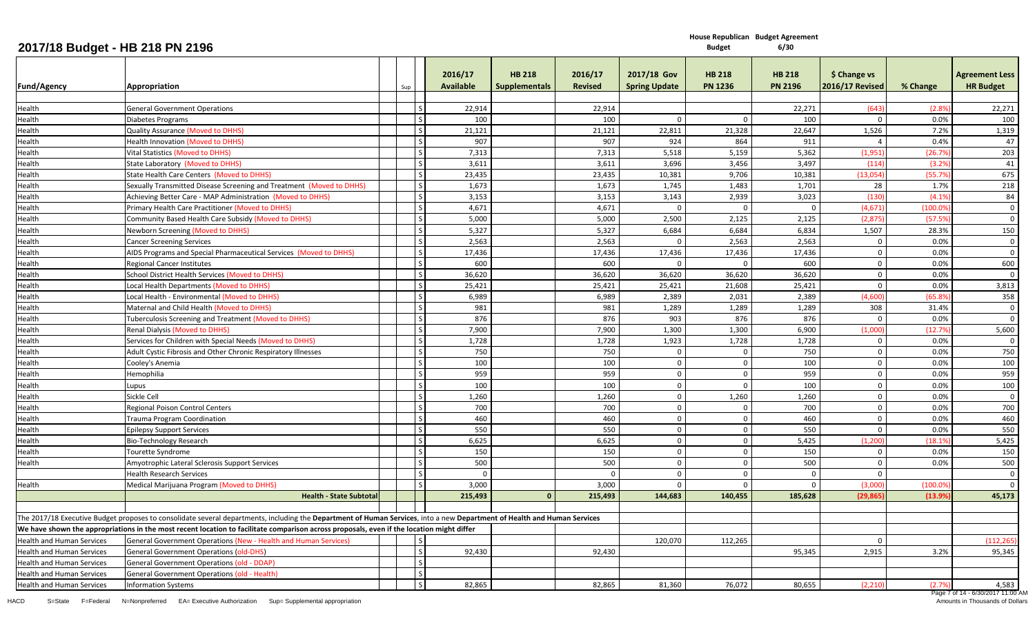# 2017/18 Budget - HB 218 PN 2196

House Republican Budget | Budget Agreement 6/30

| Fund/Agency | Appropriation | Sup | | 2016/17 Available | HB 218 Supplementals | 2016/17 Revised | 2017/18 Gov Spring Update | HB 218 PN 1236 | HB 218 PN 2196 | $ Change vs 2016/17 Revised | % Change | Agreement Less HR Budget |
|---|---|---|---|---|---|---|---|---|---|---|---|---|
| Health | General Government Operations | | S | 22,914 | | 22,914 | | | 22,271 | (643) | (2.8%) | 22,271 |
| Health | Diabetes Programs | | S | 100 | | 100 | 0 | 0 | 100 | 0 | 0.0% | 100 |
| Health | Quality Assurance (Moved to DHHS) | | S | 21,121 | | 21,121 | 22,811 | 21,328 | 22,647 | 1,526 | 7.2% | 1,319 |
| Health | Health Innovation (Moved to DHHS) | | S | 907 | | 907 | 924 | 864 | 911 | 4 | 0.4% | 47 |
| Health | Vital Statistics (Moved to DHHS) | | S | 7,313 | | 7,313 | 5,518 | 5,159 | 5,362 | (1,951) | (26.7%) | 203 |
| Health | State Laboratory (Moved to DHHS) | | S | 3,611 | | 3,611 | 3,696 | 3,456 | 3,497 | (114) | (3.2%) | 41 |
| Health | State Health Care Centers (Moved to DHHS) | | S | 23,435 | | 23,435 | 10,381 | 9,706 | 10,381 | (13,054) | (55.7%) | 675 |
| Health | Sexually Transmitted Disease Screening and Treatment (Moved to DHHS) | | S | 1,673 | | 1,673 | 1,745 | 1,483 | 1,701 | 28 | 1.7% | 218 |
| Health | Achieving Better Care - MAP Administration (Moved to DHHS) | | S | 3,153 | | 3,153 | 3,143 | 2,939 | 3,023 | (130) | (4.1%) | 84 |
| Health | Primary Health Care Practitioner (Moved to DHHS) | | S | 4,671 | | 4,671 | 0 | 0 | 0 | (4,671) | (100.0%) | 0 |
| Health | Community Based Health Care Subsidy (Moved to DHHS) | | S | 5,000 | | 5,000 | 2,500 | 2,125 | 2,125 | (2,875) | (57.5%) | 0 |
| Health | Newborn Screening (Moved to DHHS) | | S | 5,327 | | 5,327 | 6,684 | 6,684 | 6,834 | 1,507 | 28.3% | 150 |
| Health | Cancer Screening Services | | S | 2,563 | | 2,563 | 0 | 2,563 | 2,563 | 0 | 0.0% | 0 |
| Health | AIDS Programs and Special Pharmaceutical Services (Moved to DHHS) | | S | 17,436 | | 17,436 | 17,436 | 17,436 | 17,436 | 0 | 0.0% | 0 |
| Health | Regional Cancer Institutes | | S | 600 | | 600 | 0 | 0 | 600 | 0 | 0.0% | 600 |
| Health | School District Health Services (Moved to DHHS) | | S | 36,620 | | 36,620 | 36,620 | 36,620 | 36,620 | 0 | 0.0% | 0 |
| Health | Local Health Departments (Moved to DHHS) | | S | 25,421 | | 25,421 | 25,421 | 21,608 | 25,421 | 0 | 0.0% | 3,813 |
| Health | Local Health - Environmental (Moved to DHHS) | | S | 6,989 | | 6,989 | 2,389 | 2,031 | 2,389 | (4,600) | (65.8%) | 358 |
| Health | Maternal and Child Health (Moved to DHHS) | | S | 981 | | 981 | 1,289 | 1,289 | 1,289 | 308 | 31.4% | 0 |
| Health | Tuberculosis Screening and Treatment (Moved to DHHS) | | S | 876 | | 876 | 903 | 876 | 876 | 0 | 0.0% | 0 |
| Health | Renal Dialysis (Moved to DHHS) | | S | 7,900 | | 7,900 | 1,300 | 1,300 | 6,900 | (1,000) | (12.7%) | 5,600 |
| Health | Services for Children with Special Needs (Moved to DHHS) | | S | 1,728 | | 1,728 | 1,923 | 1,728 | 1,728 | 0 | 0.0% | 0 |
| Health | Adult Cystic Fibrosis and Other Chronic Respiratory Illnesses | | S | 750 | | 750 | 0 | 0 | 750 | 0 | 0.0% | 750 |
| Health | Cooley's Anemia | | S | 100 | | 100 | 0 | 0 | 100 | 0 | 0.0% | 100 |
| Health | Hemophilia | | S | 959 | | 959 | 0 | 0 | 959 | 0 | 0.0% | 959 |
| Health | Lupus | | S | 100 | | 100 | 0 | 0 | 100 | 0 | 0.0% | 100 |
| Health | Sickle Cell | | S | 1,260 | | 1,260 | 0 | 1,260 | 1,260 | 0 | 0.0% | 0 |
| Health | Regional Poison Control Centers | | S | 700 | | 700 | 0 | 0 | 700 | 0 | 0.0% | 700 |
| Health | Trauma Program Coordination | | S | 460 | | 460 | 0 | 0 | 460 | 0 | 0.0% | 460 |
| Health | Epilepsy Support Services | | S | 550 | | 550 | 0 | 0 | 550 | 0 | 0.0% | 550 |
| Health | Bio-Technology Research | | S | 6,625 | | 6,625 | 0 | 0 | 5,425 | (1,200) | (18.1%) | 5,425 |
| Health | Tourette Syndrome | | S | 150 | | 150 | 0 | 0 | 150 | 0 | 0.0% | 150 |
| Health | Amyotrophic Lateral Sclerosis Support Services | | S | 500 | | 500 | 0 | 0 | 500 | 0 | 0.0% | 500 |
| | Health Research Services | | S | 0 | | 0 | 0 | 0 | 0 | 0 | | 0 |
| Health | Medical Marijuana Program (Moved to DHHS) | | S | 3,000 | | 3,000 | 0 | 0 | 0 | (3,000) | (100.0%) | 0 |
| | **Health - State Subtotal** | | | **215,493** | **0** | **215,493** | **144,683** | **140,455** | **185,628** | **(29,865)** | **(13.9%)** | **45,173** |

The 2017/18 Executive Budget proposes to consolidate several departments, including the **Department of Human Services**, into a new **Department of Health and Human Services**

**We have shown the appropriations in the most recent location to facilitate comparison across proposals, even if the location might differ**

| Fund/Agency | Appropriation | Sup | | 2016/17 Available | HB 218 Supplementals | 2016/17 Revised | 2017/18 Gov Spring Update | HB 218 PN 1236 | HB 218 PN 2196 | $ Change vs 2016/17 Revised | % Change | Agreement Less HR Budget |
|---|---|---|---|---|---|---|---|---|---|---|---|---|
| Health and Human Services | General Government Operations (New - Health and Human Services) | | S | | | | 120,070 | 112,265 | | 0 | | (112,265) |
| Health and Human Services | General Government Operations (old-DHS) | | S | 92,430 | | 92,430 | | | 95,345 | 2,915 | 3.2% | 95,345 |
| Health and Human Services | General Government Operations (old - DDAP) | | S | | | | | | | | | |
| Health and Human Services | General Government Operations (old - Health) | | S | | | | | | | | | |
| Health and Human Services | Information Systems | | S | 82,865 | | 82,865 | 81,360 | 76,072 | 80,655 | (2,210) | (2.7%) | 4,583 |

HACD S=State F=Federal N=Nonpreferred EA= Executive Authorization Sup= Supplemental appropriation

Amounts in Thousands of Dollars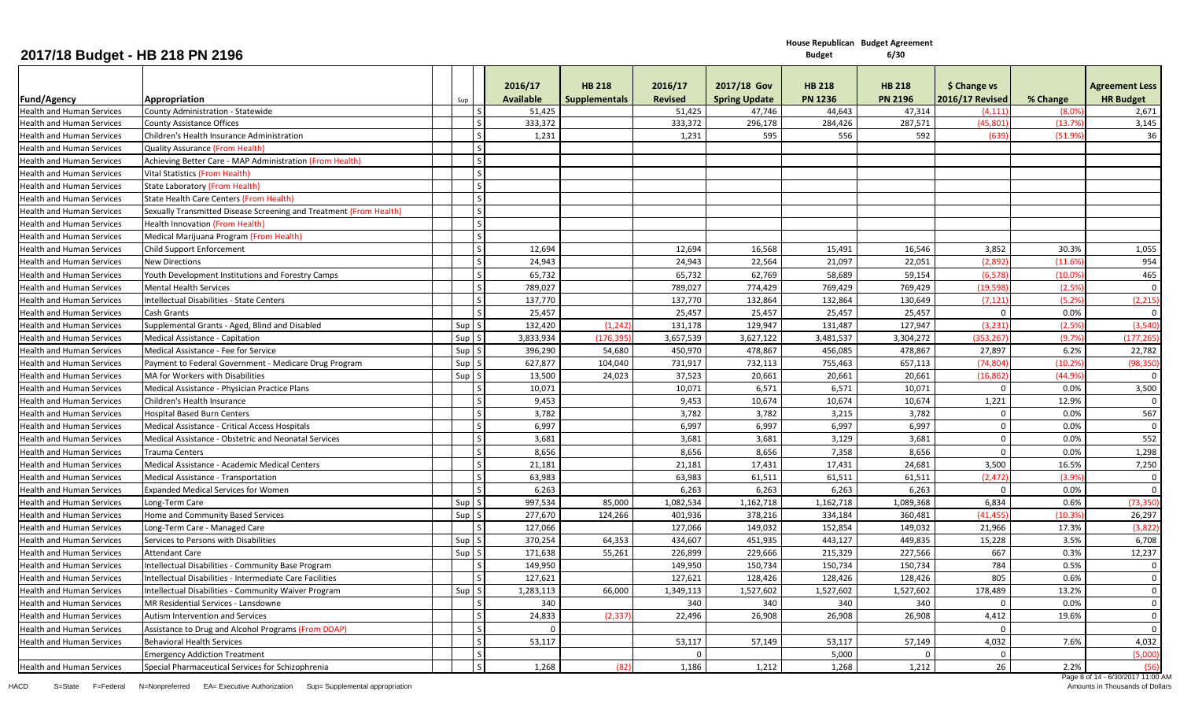# 2017/18 Budget - HB 218 PN 2196

House Republican Budget Agreement
Budget 6/30

| Fund/Agency | Appropriation | Sup | | 2016/17 Available | HB 218 Supplementals | 2016/17 Revised | 2017/18 Gov Spring Update | HB 218 PN 1236 | HB 218 PN 2196 | $ Change vs 2016/17 Revised | % Change | Agreement Less HR Budget |
|---|---|---|---|---|---|---|---|---|---|---|---|---|
| Health and Human Services | County Administration - Statewide | | S | 51,425 | | 51,425 | 47,746 | 44,643 | 47,314 | (4,111) | (8.0%) | 2,671 |
| Health and Human Services | County Assistance Offices | | S | 333,372 | | 333,372 | 296,178 | 284,426 | 287,571 | (45,801) | (13.7%) | 3,145 |
| Health and Human Services | Children's Health Insurance Administration | | S | 1,231 | | 1,231 | 595 | 556 | 592 | (639) | (51.9%) | 36 |
| Health and Human Services | Quality Assurance (From Health) | | S | | | | | | | | | |
| Health and Human Services | Achieving Better Care - MAP Administration (From Health) | | S | | | | | | | | | |
| Health and Human Services | Vital Statistics (From Health) | | S | | | | | | | | | |
| Health and Human Services | State Laboratory (From Health) | | S | | | | | | | | | |
| Health and Human Services | State Health Care Centers (From Health) | | S | | | | | | | | | |
| Health and Human Services | Sexually Transmitted Disease Screening and Treatment (From Health) | | S | | | | | | | | | |
| Health and Human Services | Health Innovation (From Health) | | S | | | | | | | | | |
| Health and Human Services | Medical Marijuana Program (From Health) | | S | | | | | | | | | |
| Health and Human Services | Child Support Enforcement | | S | 12,694 | | 12,694 | 16,568 | 15,491 | 16,546 | 3,852 | 30.3% | 1,055 |
| Health and Human Services | New Directions | | S | 24,943 | | 24,943 | 22,564 | 21,097 | 22,051 | (2,892) | (11.6%) | 954 |
| Health and Human Services | Youth Development Institutions and Forestry Camps | | S | 65,732 | | 65,732 | 62,769 | 58,689 | 59,154 | (6,578) | (10.0%) | 465 |
| Health and Human Services | Mental Health Services | | S | 789,027 | | 789,027 | 774,429 | 769,429 | 769,429 | (19,598) | (2.5%) | 0 |
| Health and Human Services | Intellectual Disabilities - State Centers | | S | 137,770 | | 137,770 | 132,864 | 132,864 | 130,649 | (7,121) | (5.2%) | (2,215) |
| Health and Human Services | Cash Grants | | S | 25,457 | | 25,457 | 25,457 | 25,457 | 25,457 | 0 | 0.0% | 0 |
| Health and Human Services | Supplemental Grants - Aged, Blind and Disabled | Sup | S | 132,420 | (1,242) | 131,178 | 129,947 | 131,487 | 127,947 | (3,231) | (2.5%) | (3,540) |
| Health and Human Services | Medical Assistance - Capitation | Sup | S | 3,833,934 | (176,395) | 3,657,539 | 3,627,122 | 3,481,537 | 3,304,272 | (353,267) | (9.7%) | (177,265) |
| Health and Human Services | Medical Assistance - Fee for Service | Sup | S | 396,290 | 54,680 | 450,970 | 478,867 | 456,085 | 478,867 | 27,897 | 6.2% | 22,782 |
| Health and Human Services | Payment to Federal Government - Medicare Drug Program | Sup | S | 627,877 | 104,040 | 731,917 | 732,113 | 755,463 | 657,113 | (74,804) | (10.2%) | (98,350) |
| Health and Human Services | MA for Workers with Disabilities | Sup | S | 13,500 | 24,023 | 37,523 | 20,661 | 20,661 | 20,661 | (16,862) | (44.9%) | 0 |
| Health and Human Services | Medical Assistance - Physician Practice Plans | | S | 10,071 | | 10,071 | 6,571 | 6,571 | 10,071 | 0 | 0.0% | 3,500 |
| Health and Human Services | Children's Health Insurance | | S | 9,453 | | 9,453 | 10,674 | 10,674 | 10,674 | 1,221 | 12.9% | 0 |
| Health and Human Services | Hospital Based Burn Centers | | S | 3,782 | | 3,782 | 3,782 | 3,215 | 3,782 | 0 | 0.0% | 567 |
| Health and Human Services | Medical Assistance - Critical Access Hospitals | | S | 6,997 | | 6,997 | 6,997 | 6,997 | 6,997 | 0 | 0.0% | 0 |
| Health and Human Services | Medical Assistance - Obstetric and Neonatal Services | | S | 3,681 | | 3,681 | 3,681 | 3,129 | 3,681 | 0 | 0.0% | 552 |
| Health and Human Services | Trauma Centers | | S | 8,656 | | 8,656 | 8,656 | 7,358 | 8,656 | 0 | 0.0% | 1,298 |
| Health and Human Services | Medical Assistance - Academic Medical Centers | | S | 21,181 | | 21,181 | 17,431 | 17,431 | 24,681 | 3,500 | 16.5% | 7,250 |
| Health and Human Services | Medical Assistance - Transportation | | S | 63,983 | | 63,983 | 61,511 | 61,511 | 61,511 | (2,472) | (3.9%) | 0 |
| Health and Human Services | Expanded Medical Services for Women | | S | 6,263 | | 6,263 | 6,263 | 6,263 | 6,263 | 0 | 0.0% | 0 |
| Health and Human Services | Long-Term Care | Sup | S | 997,534 | 85,000 | 1,082,534 | 1,162,718 | 1,162,718 | 1,089,368 | 6,834 | 0.6% | (73,350) |
| Health and Human Services | Home and Community Based Services | Sup | S | 277,670 | 124,266 | 401,936 | 378,216 | 334,184 | 360,481 | (41,455) | (10.3%) | 26,297 |
| Health and Human Services | Long-Term Care - Managed Care | | S | 127,066 | | 127,066 | 149,032 | 152,854 | 149,032 | 21,966 | 17.3% | (3,822) |
| Health and Human Services | Services to Persons with Disabilities | Sup | S | 370,254 | 64,353 | 434,607 | 451,935 | 443,127 | 449,835 | 15,228 | 3.5% | 6,708 |
| Health and Human Services | Attendant Care | Sup | S | 171,638 | 55,261 | 226,899 | 229,666 | 215,329 | 227,566 | 667 | 0.3% | 12,237 |
| Health and Human Services | Intellectual Disabilities - Community Base Program | | S | 149,950 | | 149,950 | 150,734 | 150,734 | 150,734 | 784 | 0.5% | 0 |
| Health and Human Services | Intellectual Disabilities - Intermediate Care Facilities | | S | 127,621 | | 127,621 | 128,426 | 128,426 | 128,426 | 805 | 0.6% | 0 |
| Health and Human Services | Intellectual Disabilities - Community Waiver Program | Sup | S | 1,283,113 | 66,000 | 1,349,113 | 1,527,602 | 1,527,602 | 1,527,602 | 178,489 | 13.2% | 0 |
| Health and Human Services | MR Residential Services - Lansdowne | | S | 340 | | 340 | 340 | 340 | 340 | 0 | 0.0% | 0 |
| Health and Human Services | Autism Intervention and Services | | S | 24,833 | (2,337) | 22,496 | 26,908 | 26,908 | 26,908 | 4,412 | 19.6% | 0 |
| Health and Human Services | Assistance to Drug and Alcohol Programs (From DDAP) | | S | 0 | | | | | | 0 | | 0 |
| Health and Human Services | Behavioral Health Services | | S | 53,117 | | 53,117 | 57,149 | 53,117 | 57,149 | 4,032 | 7.6% | 4,032 |
| | Emergency Addiction Treatment | | S | | | 0 | | 5,000 | 0 | 0 | | (5,000) |
| Health and Human Services | Special Pharmaceutical Services for Schizophrenia | | S | 1,268 | (82) | 1,186 | 1,212 | 1,268 | 1,212 | 26 | 2.2% | (56) |

HACD S=State F=Federal N=Nonpreferred EA= Executive Authorization Sup= Supplemental appropriation

Amounts in Thousands of Dollars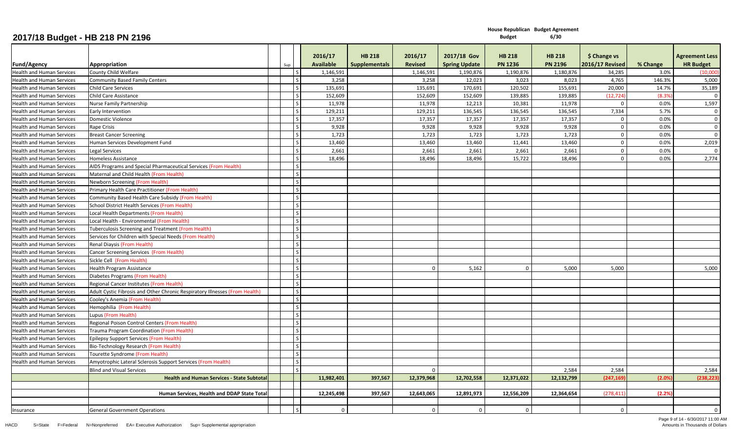# 2017/18 Budget - HB 218 PN 2196

House Republican Budget Agreement
Budget 6/30

| Fund/Agency | Appropriation | Sup | | 2016/17 Available | HB 218 Supplementals | 2016/17 Revised | 2017/18 Gov Spring Update | HB 218 PN 1236 | HB 218 PN 2196 | $ Change vs 2016/17 Revised | % Change | Agreement Less HR Budget |
|---|---|---|---|---|---|---|---|---|---|---|---|---|
| Health and Human Services | County Child Welfare | | S | 1,146,591 | | 1,146,591 | 1,190,876 | 1,190,876 | 1,180,876 | 34,285 | 3.0% | (10,000) |
| Health and Human Services | Community Based Family Centers | | S | 3,258 | | 3,258 | 12,023 | 3,023 | 8,023 | 4,765 | 146.3% | 5,000 |
| Health and Human Services | Child Care Services | | S | 135,691 | | 135,691 | 170,691 | 120,502 | 155,691 | 20,000 | 14.7% | 35,189 |
| Health and Human Services | Child Care Assistance | | S | 152,609 | | 152,609 | 152,609 | 139,885 | 139,885 | (12,724) | (8.3%) | 0 |
| Health and Human Services | Nurse Family Partnership | | S | 11,978 | | 11,978 | 12,213 | 10,381 | 11,978 | 0 | 0.0% | 1,597 |
| Health and Human Services | Early Intervention | | S | 129,211 | | 129,211 | 136,545 | 136,545 | 136,545 | 7,334 | 5.7% | 0 |
| Health and Human Services | Domestic Violence | | S | 17,357 | | 17,357 | 17,357 | 17,357 | 17,357 | 0 | 0.0% | 0 |
| Health and Human Services | Rape Crisis | | S | 9,928 | | 9,928 | 9,928 | 9,928 | 9,928 | 0 | 0.0% | 0 |
| Health and Human Services | Breast Cancer Screening | | S | 1,723 | | 1,723 | 1,723 | 1,723 | 1,723 | 0 | 0.0% | 0 |
| Health and Human Services | Human Services Development Fund | | S | 13,460 | | 13,460 | 13,460 | 11,441 | 13,460 | 0 | 0.0% | 2,019 |
| Health and Human Services | Legal Services | | S | 2,661 | | 2,661 | 2,661 | 2,661 | 2,661 | 0 | 0.0% | 0 |
| Health and Human Services | Homeless Assistance | | S | 18,496 | | 18,496 | 18,496 | 15,722 | 18,496 | 0 | 0.0% | 2,774 |
| Health and Human Services | AIDS Programs and Special Pharmaceutical Services (From Health) | | S | | | | | | | | | |
| Health and Human Services | Maternal and Child Health (From Health) | | S | | | | | | | | | |
| Health and Human Services | Newborn Screening (From Health) | | S | | | | | | | | | |
| Health and Human Services | Primary Health Care Practitioner (From Health) | | S | | | | | | | | | |
| Health and Human Services | Community Based Health Care Subsidy (From Health) | | S | | | | | | | | | |
| Health and Human Services | School District Health Services (From Health) | | S | | | | | | | | | |
| Health and Human Services | Local Health Departments (From Health) | | S | | | | | | | | | |
| Health and Human Services | Local Health - Environmental (From Health) | | S | | | | | | | | | |
| Health and Human Services | Tuberculosis Screening and Treatment (From Health) | | S | | | | | | | | | |
| Health and Human Services | Services for Children with Special Needs (From Health) | | S | | | | | | | | | |
| Health and Human Services | Renal Diaysis (From Health) | | S | | | | | | | | | |
| Health and Human Services | Cancer Screening Services (From Health) | | S | | | | | | | | | |
| Health and Human Services | Sickle Cell (From Health) | | S | | | | | | | | | |
| Health and Human Services | Health Program Assistance | | S | | | 0 | 5,162 | 0 | 5,000 | 5,000 | | 5,000 |
| Health and Human Services | Diabetes Programs (From Health) | | S | | | | | | | | | |
| Health and Human Services | Regional Cancer Institutes (From Health) | | S | | | | | | | | | |
| Health and Human Services | Adult Cystic Fibrosis and Other Chronic Respiratory Illnesses (From Health) | | S | | | | | | | | | |
| Health and Human Services | Cooley's Anemia (From Health) | | S | | | | | | | | | |
| Health and Human Services | Hemophilia (From Health) | | S | | | | | | | | | |
| Health and Human Services | Lupus (From Health) | | S | | | | | | | | | |
| Health and Human Services | Regional Poison Control Centers (From Health) | | S | | | | | | | | | |
| Health and Human Services | Trauma Program Coordination (From Health) | | S | | | | | | | | | |
| Health and Human Services | Epilepsy Support Services (From Health) | | S | | | | | | | | | |
| Health and Human Services | Bio-Technology Research (From Health) | | S | | | | | | | | | |
| Health and Human Services | Tourette Syndrome (From Health) | | S | | | | | | | | | |
| Health and Human Services | Amyotrophic Lateral Sclerosis Support Services (From Health) | | S | | | | | | | | | |
| | Blind and Visual Services | | S | | | 0 | | | 2,584 | 2,584 | | 2,584 |
| | **Health and Human Services - State Subtotal** | | | **11,982,401** | **397,567** | **12,379,968** | **12,702,558** | **12,371,022** | **12,132,799** | **(247,169)** | **(2.0%)** | **(238,223)** |
| | | | | | | | | | | | | |
| | **Human Services, Health and DDAP State Total** | | | **12,245,498** | **397,567** | **12,643,065** | **12,891,973** | **12,556,209** | **12,364,654** | **(278,411)** | **(2.2%)** | |
| | | | | | | | | | | | | |
| Insurance | General Government Operations | | S | 0 | | 0 | 0 | 0 | | 0 | | 0 |

HACD S=State F=Federal N=Nonpreferred EA= Executive Authorization Sup= Supplemental appropriation

6/30/2017 11:00 AM
Amounts in Thousands of Dollars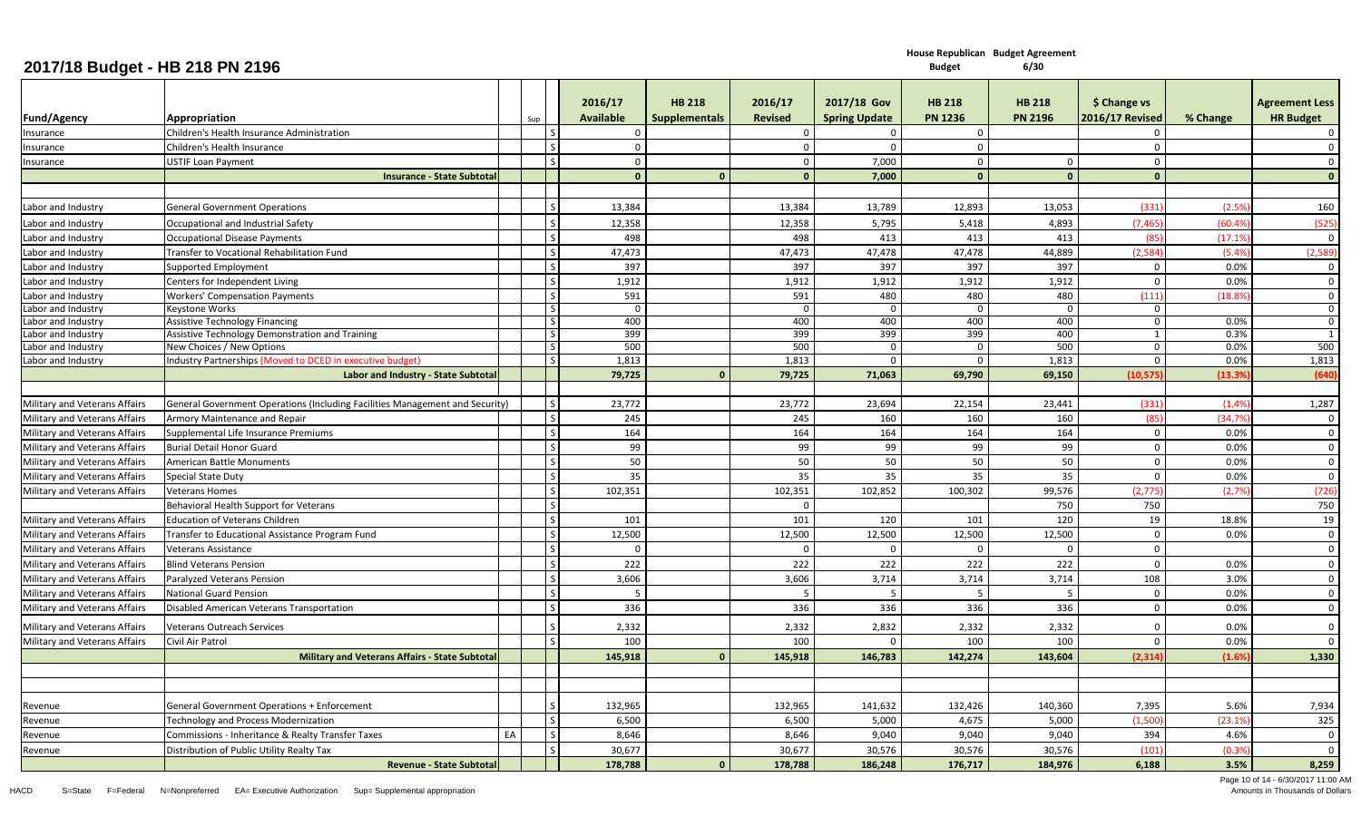# 2017/18 Budget - HB 218 PN 2196

| Fund/Agency | Appropriation | Sup | | 2016/17 Available | HB 218 Supplementals | 2016/17 Revised | 2017/18 Gov Spring Update | House Republican Budget HB 218 PN 1236 | Budget Agreement 6/30 HB 218 PN 2196 | $ Change vs 2016/17 Revised | % Change | Agreement Less HR Budget |
|---|---|---|---|---|---|---|---|---|---|---|---|---|
| Insurance | Children's Health Insurance Administration | | S | 0 | | 0 | 0 | 0 | | 0 | | 0 |
| Insurance | Children's Health Insurance | | S | 0 | | 0 | 0 | 0 | | 0 | | 0 |
| Insurance | USTIF Loan Payment | | S | 0 | | 0 | 7,000 | 0 | 0 | 0 | | 0 |
| | **Insurance - State Subtotal** | | | **0** | **0** | **0** | **7,000** | **0** | **0** | **0** | | **0** |
| | | | | | | | | | | | | |
| Labor and Industry | General Government Operations | | S | 13,384 | | 13,384 | 13,789 | 12,893 | 13,053 | (331) | (2.5%) | 160 |
| Labor and Industry | Occupational and Industrial Safety | | S | 12,358 | | 12,358 | 5,795 | 5,418 | 4,893 | (7,465) | (60.4%) | (525) |
| Labor and Industry | Occupational Disease Payments | | S | 498 | | 498 | 413 | 413 | 413 | (85) | (17.1%) | 0 |
| Labor and Industry | Transfer to Vocational Rehabilitation Fund | | S | 47,473 | | 47,473 | 47,478 | 47,478 | 44,889 | (2,584) | (5.4%) | (2,589) |
| Labor and Industry | Supported Employment | | S | 397 | | 397 | 397 | 397 | 397 | 0 | 0.0% | 0 |
| Labor and Industry | Centers for Independent Living | | S | 1,912 | | 1,912 | 1,912 | 1,912 | 1,912 | 0 | 0.0% | 0 |
| Labor and Industry | Workers' Compensation Payments | | S | 591 | | 591 | 480 | 480 | 480 | (111) | (18.8%) | 0 |
| Labor and Industry | Keystone Works | | S | 0 | | 0 | 0 | 0 | 0 | 0 | | 0 |
| Labor and Industry | Assistive Technology Financing | | S | 400 | | 400 | 400 | 400 | 400 | 0 | 0.0% | 0 |
| Labor and Industry | Assistive Technology Demonstration and Training | | S | 399 | | 399 | 399 | 399 | 400 | 1 | 0.3% | 1 |
| Labor and Industry | New Choices / New Options | | S | 500 | | 500 | 0 | 0 | 500 | 0 | 0.0% | 500 |
| Labor and Industry | Industry Partnerships (Moved to DCED in executive budget) | | S | 1,813 | | 1,813 | 0 | 0 | 1,813 | 0 | 0.0% | 1,813 |
| | **Labor and Industry - State Subtotal** | | | **79,725** | **0** | **79,725** | **71,063** | **69,790** | **69,150** | **(10,575)** | **(13.3%)** | **(640)** |
| | | | | | | | | | | | | |
| Military and Veterans Affairs | General Government Operations (Including Facilities Management and Security) | | S | 23,772 | | 23,772 | 23,694 | 22,154 | 23,441 | (331) | (1.4%) | 1,287 |
| Military and Veterans Affairs | Armory Maintenance and Repair | | S | 245 | | 245 | 160 | 160 | 160 | (85) | (34.7%) | 0 |
| Military and Veterans Affairs | Supplemental Life Insurance Premiums | | S | 164 | | 164 | 164 | 164 | 164 | 0 | 0.0% | 0 |
| Military and Veterans Affairs | Burial Detail Honor Guard | | S | 99 | | 99 | 99 | 99 | 99 | 0 | 0.0% | 0 |
| Military and Veterans Affairs | American Battle Monuments | | S | 50 | | 50 | 50 | 50 | 50 | 0 | 0.0% | 0 |
| Military and Veterans Affairs | Special State Duty | | S | 35 | | 35 | 35 | 35 | 35 | 0 | 0.0% | 0 |
| Military and Veterans Affairs | Veterans Homes | | S | 102,351 | | 102,351 | 102,852 | 100,302 | 99,576 | (2,775) | (2.7%) | (726) |
| | Behavioral Health Support for Veterans | | S | | | 0 | | | 750 | 750 | | 750 |
| Military and Veterans Affairs | Education of Veterans Children | | S | 101 | | 101 | 120 | 101 | 120 | 19 | 18.8% | 19 |
| Military and Veterans Affairs | Transfer to Educational Assistance Program Fund | | S | 12,500 | | 12,500 | 12,500 | 12,500 | 12,500 | 0 | 0.0% | 0 |
| Military and Veterans Affairs | Veterans Assistance | | S | 0 | | 0 | 0 | 0 | 0 | 0 | | 0 |
| Military and Veterans Affairs | Blind Veterans Pension | | S | 222 | | 222 | 222 | 222 | 222 | 0 | 0.0% | 0 |
| Military and Veterans Affairs | Paralyzed Veterans Pension | | S | 3,606 | | 3,606 | 3,714 | 3,714 | 3,714 | 108 | 3.0% | 0 |
| Military and Veterans Affairs | National Guard Pension | | S | 5 | | 5 | 5 | 5 | 5 | 0 | 0.0% | 0 |
| Military and Veterans Affairs | Disabled American Veterans Transportation | | S | 336 | | 336 | 336 | 336 | 336 | 0 | 0.0% | 0 |
| Military and Veterans Affairs | Veterans Outreach Services | | S | 2,332 | | 2,332 | 2,832 | 2,332 | 2,332 | 0 | 0.0% | 0 |
| Military and Veterans Affairs | Civil Air Patrol | | S | 100 | | 100 | 0 | 100 | 100 | 0 | 0.0% | 0 |
| | **Military and Veterans Affairs - State Subtotal** | | | **145,918** | **0** | **145,918** | **146,783** | **142,274** | **143,604** | **(2,314)** | **(1.6%)** | **1,330** |
| | | | | | | | | | | | | |
| | | | | | | | | | | | | |
| Revenue | General Government Operations + Enforcement | | S | 132,965 | | 132,965 | 141,632 | 132,426 | 140,360 | 7,395 | 5.6% | 7,934 |
| Revenue | Technology and Process Modernization | | S | 6,500 | | 6,500 | 5,000 | 4,675 | 5,000 | (1,500) | (23.1%) | 325 |
| Revenue | Commissions - Inheritance & Realty Transfer Taxes | EA | S | 8,646 | | 8,646 | 9,040 | 9,040 | 9,040 | 394 | 4.6% | 0 |
| Revenue | Distribution of Public Utility Realty Tax | | S | 30,677 | | 30,677 | 30,576 | 30,576 | 30,576 | (101) | (0.3%) | 0 |
| | **Revenue - State Subtotal** | | | **178,788** | **0** | **178,788** | **186,248** | **176,717** | **184,976** | **6,188** | **3.5%** | **8,259** |

HACD S=State F=Federal N=Nonpreferred EA= Executive Authorization Sup= Supplemental appropriation

Amounts in Thousands of Dollars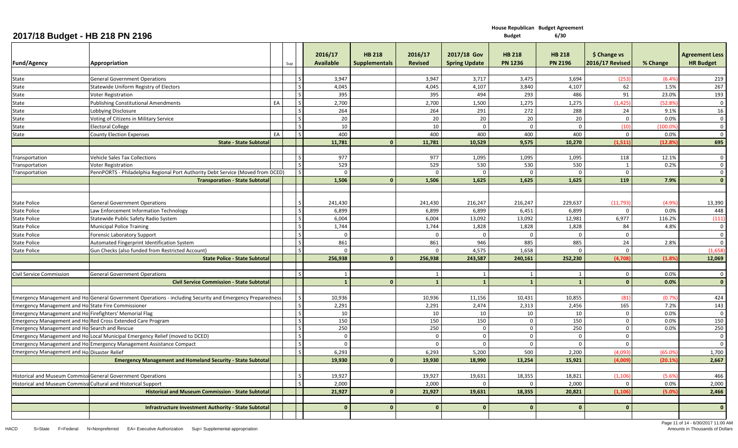# 2017/18 Budget - HB 218 PN 2196

| Fund/Agency | Appropriation | Sup | | 2016/17 Available | HB 218 Supplementals | 2016/17 Revised | 2017/18 Gov Spring Update | House Republican Budget HB 218 PN 1236 | Budget Agreement 6/30 HB 218 PN 2196 | $ Change vs 2016/17 Revised | % Change | Agreement Less HB Budget |
|---|---|---|---|---|---|---|---|---|---|---|---|---|
| State | General Government Operations | | S | 3,947 | | 3,947 | 3,717 | 3,475 | 3,694 | (253) | (6.4%) | 219 |
| State | Statewide Uniform Registry of Electors | | S | 4,045 | | 4,045 | 4,107 | 3,840 | 4,107 | 62 | 1.5% | 267 |
| State | Voter Registration | | S | 395 | | 395 | 494 | 293 | 486 | 91 | 23.0% | 193 |
| State | Publishing Constitutional Amendments | EA | S | 2,700 | | 2,700 | 1,500 | 1,275 | 1,275 | (1,425) | (52.8%) | 0 |
| State | Lobbying Disclosure | | S | 264 | | 264 | 291 | 272 | 288 | 24 | 9.1% | 16 |
| State | Voting of Citizens in Military Service | | S | 20 | | 20 | 20 | 20 | 20 | 0 | 0.0% | 0 |
| State | Electoral College | | S | 10 | | 10 | 0 | 0 | 0 | (10) | (100.0%) | 0 |
| State | County Election Expenses | EA | S | 400 | | 400 | 400 | 400 | 400 | 0 | 0.0% | 0 |
| | **State - State Subtotal** | | | **11,781** | **0** | **11,781** | **10,529** | **9,575** | **10,270** | **(1,511)** | **(12.8%)** | **695** |
| Transportation | Vehicle Sales Tax Collections | | S | 977 | | 977 | 1,095 | 1,095 | 1,095 | 118 | 12.1% | 0 |
| Transportation | Voter Registration | | S | 529 | | 529 | 530 | 530 | 530 | 1 | 0.2% | 0 |
| Transportation | PennPORTS - Philadelphia Regional Port Authority Debt Service (Moved from DCED) | | S | 0 | | 0 | 0 | 0 | 0 | 0 | | 0 |
| | **Transporation - State Subtotal** | | | **1,506** | **0** | **1,506** | **1,625** | **1,625** | **1,625** | **119** | **7.9%** | **0** |
| State Police | General Government Operations | | S | 241,430 | | 241,430 | 216,247 | 216,247 | 229,637 | (11,793) | (4.9%) | 13,390 |
| State Police | Law Enforcement Information Technology | | S | 6,899 | | 6,899 | 6,899 | 6,451 | 6,899 | 0 | 0.0% | 448 |
| State Police | Statewide Public Safety Radio System | | S | 6,004 | | 6,004 | 13,092 | 13,092 | 12,981 | 6,977 | 116.2% | (111) |
| State Police | Municipal Police Training | | S | 1,744 | | 1,744 | 1,828 | 1,828 | 1,828 | 84 | 4.8% | 0 |
| State Police | Forensic Laboratory Support | | S | 0 | | 0 | 0 | 0 | 0 | 0 | | 0 |
| State Police | Automated Fingerprint Identification System | | S | 861 | | 861 | 946 | 885 | 885 | 24 | 2.8% | 0 |
| State Police | Gun Checks (also funded from Restricted Account) | | S | 0 | | 0 | 4,575 | 1,658 | 0 | 0 | | (1,658) |
| | **State Police - State Subtotal** | | | **256,938** | **0** | **256,938** | **243,587** | **240,161** | **252,230** | **(4,708)** | **(1.8%)** | **12,069** |
| Civil Service Commission | General Government Operations | | S | 1 | | 1 | 1 | 1 | 1 | 0 | 0.0% | 0 |
| | **Civil Service Commission - State Subtotal** | | | **1** | **0** | **1** | **1** | **1** | **1** | **0** | **0.0%** | **0** |
| Emergency Management and Ho | General Government Operations - including Security and Emergency Preparedness | | S | 10,936 | | 10,936 | 11,156 | 10,431 | 10,855 | (81) | (0.7%) | 424 |
| Emergency Management and Ho | State Fire Commissioner | | S | 2,291 | | 2,291 | 2,474 | 2,313 | 2,456 | 165 | 7.2% | 143 |
| Emergency Management and Ho | Firefighters' Memorial Flag | | S | 10 | | 10 | 10 | 10 | 10 | 0 | 0.0% | 0 |
| Emergency Management and Ho | Red Cross Extended Care Program | | S | 150 | | 150 | 150 | 0 | 150 | 0 | 0.0% | 150 |
| Emergency Management and Ho | Search and Rescue | | S | 250 | | 250 | 0 | 0 | 250 | 0 | 0.0% | 250 |
| Emergency Management and Ho | Local Municipal Emergency Relief (moved to DCED) | | S | 0 | | 0 | 0 | 0 | 0 | 0 | | 0 |
| Emergency Management and Ho | Emergency Management Assistance Compact | | S | 0 | | 0 | 0 | 0 | 0 | 0 | | 0 |
| Emergency Management and Ho | Disaster Relief | | S | 6,293 | | 6,293 | 5,200 | 500 | 2,200 | (4,093) | (65.0%) | 1,700 |
| | **Emergency Management and Homeland Security - State Subtotal** | | | **19,930** | **0** | **19,930** | **18,990** | **13,254** | **15,921** | **(4,009)** | **(20.1%)** | **2,667** |
| Historical and Museum Commissi | General Government Operations | | S | 19,927 | | 19,927 | 19,631 | 18,355 | 18,821 | (1,106) | (5.6%) | 466 |
| Historical and Museum Commissi | Cultural and Historical Support | | S | 2,000 | | 2,000 | 0 | 0 | 2,000 | 0 | 0.0% | 2,000 |
| | **Historical and Museum Commission - State Subtotal** | | | **21,927** | **0** | **21,927** | **19,631** | **18,355** | **20,821** | **(1,106)** | **(5.0%)** | **2,466** |
| | **Infrastructure Investment Authority - State Subtotal** | | | **0** | **0** | **0** | **0** | **0** | **0** | **0** | | **0** |

HACD S=State F=Federal N=Nonpreferred EA= Executive Authorization Sup= Supplemental appropriation

6/30/2017 11:00 AM
Amounts in Thousands of Dollars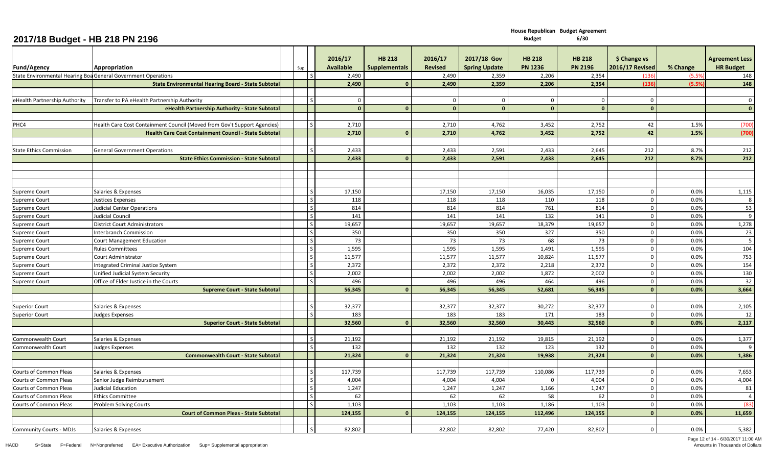# 2017/18 Budget - HB 218 PN 2196

House Republican Budget Agreement
Budget 6/30

| Fund/Agency | Appropriation | Sup | | 2016/17 Available | HB 218 Supplementals | 2016/17 Revised | 2017/18 Gov Spring Update | HB 218 PN 1236 | HB 218 PN 2196 | $ Change vs 2016/17 Revised | % Change | Agreement Less HR Budget |
|---|---|---|---|---|---|---|---|---|---|---|---|---|
| State Environmental Hearing Boa | General Government Operations | | S | 2,490 | | 2,490 | 2,359 | 2,206 | 2,354 | (136) | (5.5%) | 148 |
| | **State Environmental Hearing Board - State Subtotal** | | | **2,490** | **0** | **2,490** | **2,359** | **2,206** | **2,354** | **(136)** | **(5.5%)** | **148** |
| | | | | | | | | | | | | |
| eHealth Partnership Authority | Transfer to PA eHealth Partnership Authority | | S | 0 | | 0 | 0 | 0 | 0 | 0 | | 0 |
| | **eHealth Partnership Authority - State Subtotal** | | | **0** | **0** | **0** | **0** | **0** | **0** | **0** | | **0** |
| | | | | | | | | | | | | |
| PHC4 | Health Care Cost Containment Council (Moved from Gov't Support Agencies) | | S | 2,710 | | 2,710 | 4,762 | 3,452 | 2,752 | 42 | 1.5% | (700) |
| | **Health Care Cost Containment Council - State Subtotal** | | | **2,710** | **0** | **2,710** | **4,762** | **3,452** | **2,752** | **42** | **1.5%** | **(700)** |
| | | | | | | | | | | | | |
| State Ethics Commission | General Government Operations | | S | 2,433 | | 2,433 | 2,591 | 2,433 | 2,645 | 212 | 8.7% | 212 |
| | **State Ethics Commission - State Subtotal** | | | **2,433** | **0** | **2,433** | **2,591** | **2,433** | **2,645** | **212** | **8.7%** | **212** |
| | | | | | | | | | | | | |
| Supreme Court | Salaries & Expenses | | S | 17,150 | | 17,150 | 17,150 | 16,035 | 17,150 | 0 | 0.0% | 1,115 |
| Supreme Court | Justices Expenses | | S | 118 | | 118 | 118 | 110 | 118 | 0 | 0.0% | 8 |
| Supreme Court | Judicial Center Operations | | S | 814 | | 814 | 814 | 761 | 814 | 0 | 0.0% | 53 |
| Supreme Court | Judicial Council | | S | 141 | | 141 | 141 | 132 | 141 | 0 | 0.0% | 9 |
| Supreme Court | District Court Administrators | | S | 19,657 | | 19,657 | 19,657 | 18,379 | 19,657 | 0 | 0.0% | 1,278 |
| Supreme Court | Interbranch Commission | | S | 350 | | 350 | 350 | 327 | 350 | 0 | 0.0% | 23 |
| Supreme Court | Court Management Education | | S | 73 | | 73 | 73 | 68 | 73 | 0 | 0.0% | 5 |
| Supreme Court | Rules Committees | | S | 1,595 | | 1,595 | 1,595 | 1,491 | 1,595 | 0 | 0.0% | 104 |
| Supreme Court | Court Administrator | | S | 11,577 | | 11,577 | 11,577 | 10,824 | 11,577 | 0 | 0.0% | 753 |
| Supreme Court | Integrated Criminal Justice System | | S | 2,372 | | 2,372 | 2,372 | 2,218 | 2,372 | 0 | 0.0% | 154 |
| Supreme Court | Unified Judicial System Security | | S | 2,002 | | 2,002 | 2,002 | 1,872 | 2,002 | 0 | 0.0% | 130 |
| Supreme Court | Office of Elder Justice in the Courts | | S | 496 | | 496 | 496 | 464 | 496 | 0 | 0.0% | 32 |
| | **Supreme Court - State Subtotal** | | | **56,345** | **0** | **56,345** | **56,345** | **52,681** | **56,345** | **0** | **0.0%** | **3,664** |
| | | | | | | | | | | | | |
| Superior Court | Salaries & Expenses | | S | 32,377 | | 32,377 | 32,377 | 30,272 | 32,377 | 0 | 0.0% | 2,105 |
| Superior Court | Judges Expenses | | S | 183 | | 183 | 183 | 171 | 183 | 0 | 0.0% | 12 |
| | **Superior Court - State Subtotal** | | | **32,560** | **0** | **32,560** | **32,560** | **30,443** | **32,560** | **0** | **0.0%** | **2,117** |
| | | | | | | | | | | | | |
| Commonwealth Court | Salaries & Expenses | | S | 21,192 | | 21,192 | 21,192 | 19,815 | 21,192 | 0 | 0.0% | 1,377 |
| Commonwealth Court | Judges Expenses | | S | 132 | | 132 | 132 | 123 | 132 | 0 | 0.0% | 9 |
| | **Commonwealth Court - State Subtotal** | | | **21,324** | **0** | **21,324** | **21,324** | **19,938** | **21,324** | **0** | **0.0%** | **1,386** |
| | | | | | | | | | | | | |
| Courts of Common Pleas | Salaries & Expenses | | S | 117,739 | | 117,739 | 117,739 | 110,086 | 117,739 | 0 | 0.0% | 7,653 |
| Courts of Common Pleas | Senior Judge Reimbursement | | S | 4,004 | | 4,004 | 4,004 | 0 | 4,004 | 0 | 0.0% | 4,004 |
| Courts of Common Pleas | Judicial Education | | S | 1,247 | | 1,247 | 1,247 | 1,166 | 1,247 | 0 | 0.0% | 81 |
| Courts of Common Pleas | Ethics Committee | | S | 62 | | 62 | 62 | 58 | 62 | 0 | 0.0% | 4 |
| Courts of Common Pleas | Problem Solving Courts | | S | 1,103 | | 1,103 | 1,103 | 1,186 | 1,103 | 0 | 0.0% | (83) |
| | **Court of Common Pleas - State Subtotal** | | | **124,155** | **0** | **124,155** | **124,155** | **112,496** | **124,155** | **0** | **0.0%** | **11,659** |
| | | | | | | | | | | | | |
| Community Courts - MDJs | Salaries & Expenses | | S | 82,802 | | 82,802 | 82,802 | 77,420 | 82,802 | 0 | 0.0% | 5,382 |

HACD S=State F=Federal N=Nonpreferred EA= Executive Authorization Sup= Supplemental appropriation

Amounts in Thousands of Dollars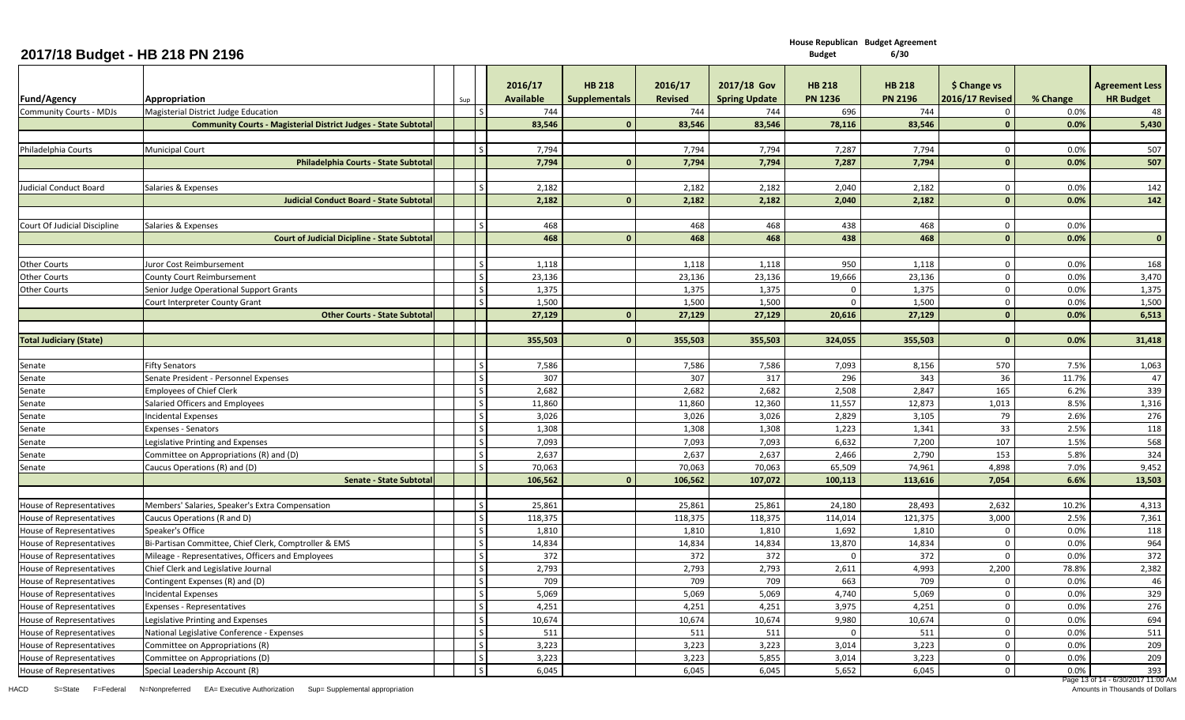# 2017/18 Budget - HB 218 PN 2196

| Fund/Agency | Appropriation | Sup | | 2016/17 Available | HB 218 Supplementals | 2016/17 Revised | 2017/18 Gov Spring Update | House Republican Budget HB 218 PN 1236 | Budget Agreement 6/30 HB 218 PN 2196 | $ Change vs 2016/17 Revised | % Change | Agreement Less HR Budget |
|---|---|---|---|---|---|---|---|---|---|---|---|---|
| Community Courts - MDJs | Magisterial District Judge Education | | S | 744 | | 744 | 744 | 696 | 744 | 0 | 0.0% | 48 |
| | **Community Courts - Magisterial District Judges - State Subtotal** | | | **83,546** | **0** | **83,546** | **83,546** | **78,116** | **83,546** | **0** | **0.0%** | **5,430** |
| | | | | | | | | | | | | |
| Philadelphia Courts | Municipal Court | | S | 7,794 | | 7,794 | 7,794 | 7,287 | 7,794 | 0 | 0.0% | 507 |
| | **Philadelphia Courts - State Subtotal** | | | **7,794** | **0** | **7,794** | **7,794** | **7,287** | **7,794** | **0** | **0.0%** | **507** |
| | | | | | | | | | | | | |
| Judicial Conduct Board | Salaries & Expenses | | S | 2,182 | | 2,182 | 2,182 | 2,040 | 2,182 | 0 | 0.0% | 142 |
| | **Judicial Conduct Board - State Subtotal** | | | **2,182** | **0** | **2,182** | **2,182** | **2,040** | **2,182** | **0** | **0.0%** | **142** |
| | | | | | | | | | | | | |
| Court Of Judicial Discipline | Salaries & Expenses | | S | 468 | | 468 | 468 | 438 | 468 | 0 | 0.0% | |
| | **Court of Judicial Dicipline - State Subtotal** | | | **468** | **0** | **468** | **468** | **438** | **468** | **0** | **0.0%** | **0** |
| | | | | | | | | | | | | |
| Other Courts | Juror Cost Reimbursement | | S | 1,118 | | 1,118 | 1,118 | 950 | 1,118 | 0 | 0.0% | 168 |
| Other Courts | County Court Reimbursement | | S | 23,136 | | 23,136 | 23,136 | 19,666 | 23,136 | 0 | 0.0% | 3,470 |
| Other Courts | Senior Judge Operational Support Grants | | S | 1,375 | | 1,375 | 1,375 | 0 | 1,375 | 0 | 0.0% | 1,375 |
| | Court Interpreter County Grant | | S | 1,500 | | 1,500 | 1,500 | 0 | 1,500 | 0 | 0.0% | 1,500 |
| | **Other Courts - State Subtotal** | | | **27,129** | **0** | **27,129** | **27,129** | **20,616** | **27,129** | **0** | **0.0%** | **6,513** |
| | | | | | | | | | | | | |
| **Total Judiciary (State)** | | | | **355,503** | **0** | **355,503** | **355,503** | **324,055** | **355,503** | **0** | **0.0%** | **31,418** |
| | | | | | | | | | | | | |
| Senate | Fifty Senators | | S | 7,586 | | 7,586 | 7,586 | 7,093 | 8,156 | 570 | 7.5% | 1,063 |
| Senate | Senate President - Personnel Expenses | | S | 307 | | 307 | 317 | 296 | 343 | 36 | 11.7% | 47 |
| Senate | Employees of Chief Clerk | | S | 2,682 | | 2,682 | 2,682 | 2,508 | 2,847 | 165 | 6.2% | 339 |
| Senate | Salaried Officers and Employees | | S | 11,860 | | 11,860 | 12,360 | 11,557 | 12,873 | 1,013 | 8.5% | 1,316 |
| Senate | Incidental Expenses | | S | 3,026 | | 3,026 | 3,026 | 2,829 | 3,105 | 79 | 2.6% | 276 |
| Senate | Expenses - Senators | | S | 1,308 | | 1,308 | 1,308 | 1,223 | 1,341 | 33 | 2.5% | 118 |
| Senate | Legislative Printing and Expenses | | S | 7,093 | | 7,093 | 7,093 | 6,632 | 7,200 | 107 | 1.5% | 568 |
| Senate | Committee on Appropriations (R) and (D) | | S | 2,637 | | 2,637 | 2,637 | 2,466 | 2,790 | 153 | 5.8% | 324 |
| Senate | Caucus Operations (R) and (D) | | S | 70,063 | | 70,063 | 70,063 | 65,509 | 74,961 | 4,898 | 7.0% | 9,452 |
| | **Senate - State Subtotal** | | | **106,562** | **0** | **106,562** | **107,072** | **100,113** | **113,616** | **7,054** | **6.6%** | **13,503** |
| | | | | | | | | | | | | |
| House of Representatives | Members' Salaries, Speaker's Extra Compensation | | S | 25,861 | | 25,861 | 25,861 | 24,180 | 28,493 | 2,632 | 10.2% | 4,313 |
| House of Representatives | Caucus Operations (R and D) | | S | 118,375 | | 118,375 | 118,375 | 114,014 | 121,375 | 3,000 | 2.5% | 7,361 |
| House of Representatives | Speaker's Office | | S | 1,810 | | 1,810 | 1,810 | 1,692 | 1,810 | 0 | 0.0% | 118 |
| House of Representatives | Bi-Partisan Committee, Chief Clerk, Comptroller & EMS | | S | 14,834 | | 14,834 | 14,834 | 13,870 | 14,834 | 0 | 0.0% | 964 |
| House of Representatives | Mileage - Representatives, Officers and Employees | | S | 372 | | 372 | 372 | 0 | 372 | 0 | 0.0% | 372 |
| House of Representatives | Chief Clerk and Legislative Journal | | S | 2,793 | | 2,793 | 2,793 | 2,611 | 4,993 | 2,200 | 78.8% | 2,382 |
| House of Representatives | Contingent Expenses (R) and (D) | | S | 709 | | 709 | 709 | 663 | 709 | 0 | 0.0% | 46 |
| House of Representatives | Incidental Expenses | | S | 5,069 | | 5,069 | 5,069 | 4,740 | 5,069 | 0 | 0.0% | 329 |
| House of Representatives | Expenses - Representatives | | S | 4,251 | | 4,251 | 4,251 | 3,975 | 4,251 | 0 | 0.0% | 276 |
| House of Representatives | Legislative Printing and Expenses | | S | 10,674 | | 10,674 | 10,674 | 9,980 | 10,674 | 0 | 0.0% | 694 |
| House of Representatives | National Legislative Conference - Expenses | | S | 511 | | 511 | 511 | 0 | 511 | 0 | 0.0% | 511 |
| House of Representatives | Committee on Appropriations (R) | | S | 3,223 | | 3,223 | 3,223 | 3,014 | 3,223 | 0 | 0.0% | 209 |
| House of Representatives | Committee on Appropriations (D) | | S | 3,223 | | 3,223 | 5,855 | 3,014 | 3,223 | 0 | 0.0% | 209 |
| House of Representatives | Special Leadership Account (R) | | S | 6,045 | | 6,045 | 6,045 | 5,652 | 6,045 | 0 | 0.0% | 393 |

HACD S=State F=Federal N=Nonpreferred EA= Executive Authorization Sup= Supplemental appropriation

Amounts in Thousands of Dollars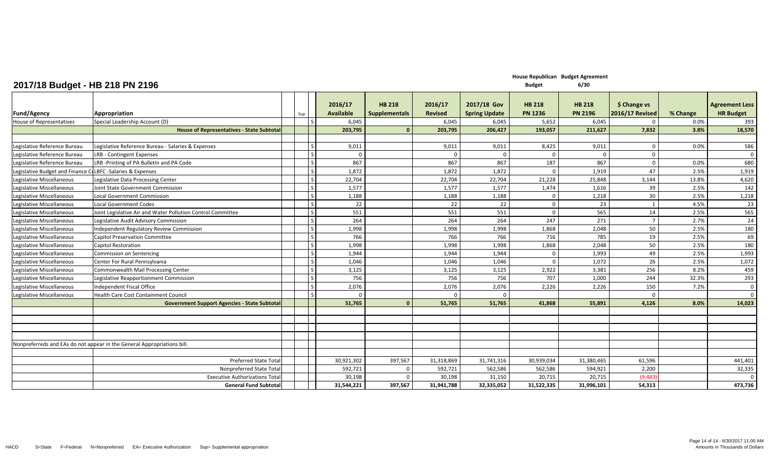# 2017/18 Budget - HB 218 PN 2196

| Fund/Agency | Appropriation | Sup | | 2016/17 Available | HB 218 Supplementals | 2016/17 Revised | 2017/18 Gov Spring Update | House Republican Budget HB 218 PN 1236 | Budget Agreement 6/30 HB 218 PN 2196 | $ Change vs 2016/17 Revised | % Change | Agreement Less HR Budget |
|---|---|---|---|---|---|---|---|---|---|---|---|---|
| House of Representatives | Special Leadership Account (D) | | S | 6,045 | | 6,045 | 6,045 | 5,652 | 6,045 | 0 | 0.0% | 393 |
| | **House of Representatives - State Subtotal** | | | **203,795** | **0** | **203,795** | **206,427** | **193,057** | **211,627** | **7,832** | **3.8%** | **18,570** |
| | | | | | | | | | | | | |
| Legislative Reference Bureau | Legislative Reference Bureau - Salaries & Expenses | | S | 9,011 | | 9,011 | 9,011 | 8,425 | 9,011 | 0 | 0.0% | 586 |
| Legislative Reference Bureau | LRB - Contingent Expenses | | S | 0 | | 0 | 0 | 0 | 0 | 0 | | 0 |
| Legislative Reference Bureau | LRB -Printing of PA Bulletin and PA Code | | S | 867 | | 867 | 867 | 187 | 867 | 0 | 0.0% | 680 |
| Legislative Budget and Finance Co | LBFC -Salaries & Expenses | | S | 1,872 | | 1,872 | 1,872 | 0 | 1,919 | 47 | 2.5% | 1,919 |
| Legislative Miscellaneous | Legislative Data Processing Center | | S | 22,704 | | 22,704 | 22,704 | 21,228 | 25,848 | 3,144 | 13.8% | 4,620 |
| Legislative Miscellaneous | Joint State Government Commission | | S | 1,577 | | 1,577 | 1,577 | 1,474 | 1,616 | 39 | 2.5% | 142 |
| Legislative Miscellaneous | Local Government Commission | | S | 1,188 | | 1,188 | 1,188 | 0 | 1,218 | 30 | 2.5% | 1,218 |
| Legislative Miscellaneous | Local Government Codes | | S | 22 | | 22 | 22 | 0 | 23 | 1 | 4.5% | 23 |
| Legislative Miscellaneous | Joint Legislative Air and Water Pollution Control Committee | | S | 551 | | 551 | 551 | 0 | 565 | 14 | 2.5% | 565 |
| Legislative Miscellaneous | Legislative Audit Advisory Commission | | S | 264 | | 264 | 264 | 247 | 271 | 7 | 2.7% | 24 |
| Legislative Miscellaneous | Independent Regulatory Review Commission | | S | 1,998 | | 1,998 | 1,998 | 1,868 | 2,048 | 50 | 2.5% | 180 |
| Legislative Miscellaneous | Capitol Preservation Committee | | S | 766 | | 766 | 766 | 716 | 785 | 19 | 2.5% | 69 |
| Legislative Miscellaneous | Capitol Restoration | | S | 1,998 | | 1,998 | 1,998 | 1,868 | 2,048 | 50 | 2.5% | 180 |
| Legislative Miscellaneous | Commission on Sentencing | | S | 1,944 | | 1,944 | 1,944 | 0 | 1,993 | 49 | 2.5% | 1,993 |
| Legislative Miscellaneous | Center For Rural Pennsylvania | | S | 1,046 | | 1,046 | 1,046 | 0 | 1,072 | 26 | 2.5% | 1,072 |
| Legislative Miscellaneous | Commonwealth Mail Processing Center | | S | 3,125 | | 3,125 | 3,125 | 2,922 | 3,381 | 256 | 8.2% | 459 |
| Legislative Miscellaneous | Legislative Reapportionment Commission | | S | 756 | | 756 | 756 | 707 | 1,000 | 244 | 32.3% | 293 |
| Legislative Miscellaneous | Independent Fiscal Office | | S | 2,076 | | 2,076 | 2,076 | 2,226 | 2,226 | 150 | 7.2% | 0 |
| Legislative Miscellaneous | Health Care Cost Containment Council | | S | 0 | | 0 | 0 | | | 0 | | 0 |
| | **Government Support Agencies - State Subtotal** | | | **51,765** | **0** | **51,765** | **51,765** | **41,868** | **55,891** | **4,126** | **8.0%** | **14,023** |
| | | | | | | | | | | | | |
| Nonpreferreds and EAs do not appear in the General Appropriations bill. | | | | | | | | | | | | |
| | | | | | | | | | | | | |
| | Preferred State Total | | | 30,921,302 | 397,567 | 31,318,869 | 31,741,316 | 30,939,034 | 31,380,465 | 61,596 | | 441,401 |
| | Nonpreferred State Total | | | 592,721 | 0 | 592,721 | 562,586 | 562,586 | 594,921 | 2,200 | | 32,335 |
| | Executive Authorizations Total | | | 30,198 | 0 | 30,198 | 31,150 | 20,715 | 20,715 | (9,483) | | 0 |
| | **General Fund Subtotal** | | | **31,544,221** | **397,567** | **31,941,788** | **32,335,052** | **31,522,335** | **31,996,101** | **54,313** | | **473,736** |

HACD S=State F=Federal N=Nonpreferred EA= Executive Authorization Sup= Supplemental appropriation

6/30/2017 11:00 AM
Amounts in Thousands of Dollars